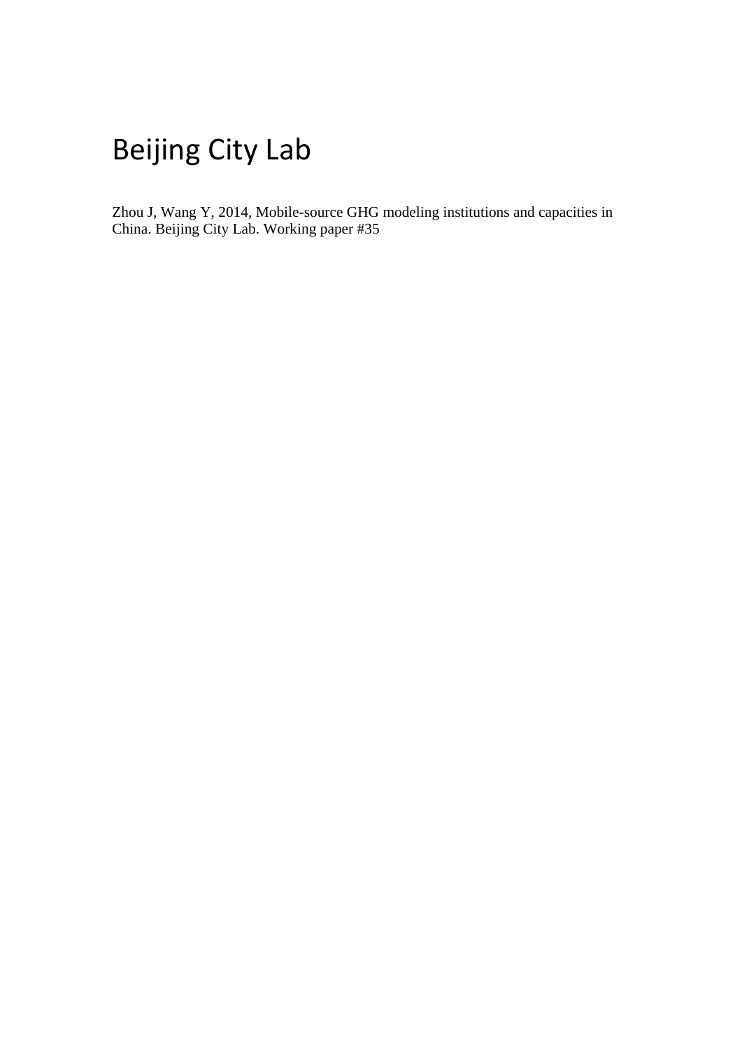# Beijing City Lab

Zhou J, Wang Y, 2014, Mobile-source GHG modeling institutions and capacities in China. Beijing City Lab. Working paper #35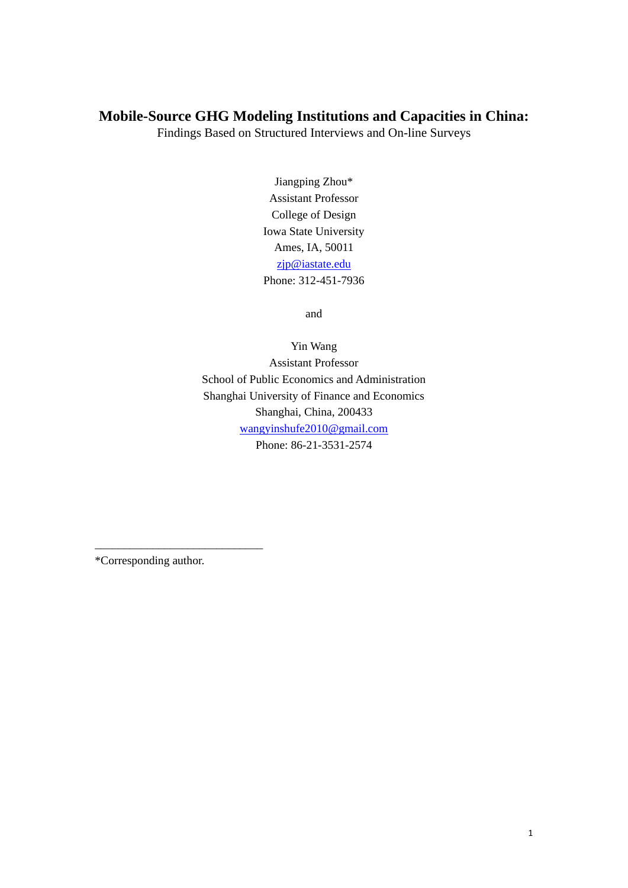# Mobile-Source GHG Modeling Institutions and Capacities in China:

Findings Based on Structured Interviews and On-line Surveys

Jiangping Zhou*
Assistant Professor
College of Design
Iowa State University
Ames, IA, 50011
zjp@iastate.edu
Phone: 312-451-7936

and

Yin Wang
Assistant Professor
School of Public Economics and Administration
Shanghai University of Finance and Economics
Shanghai, China, 200433
wangyinshufe2010@gmail.com
Phone: 86-21-3531-2574

---

*Corresponding author.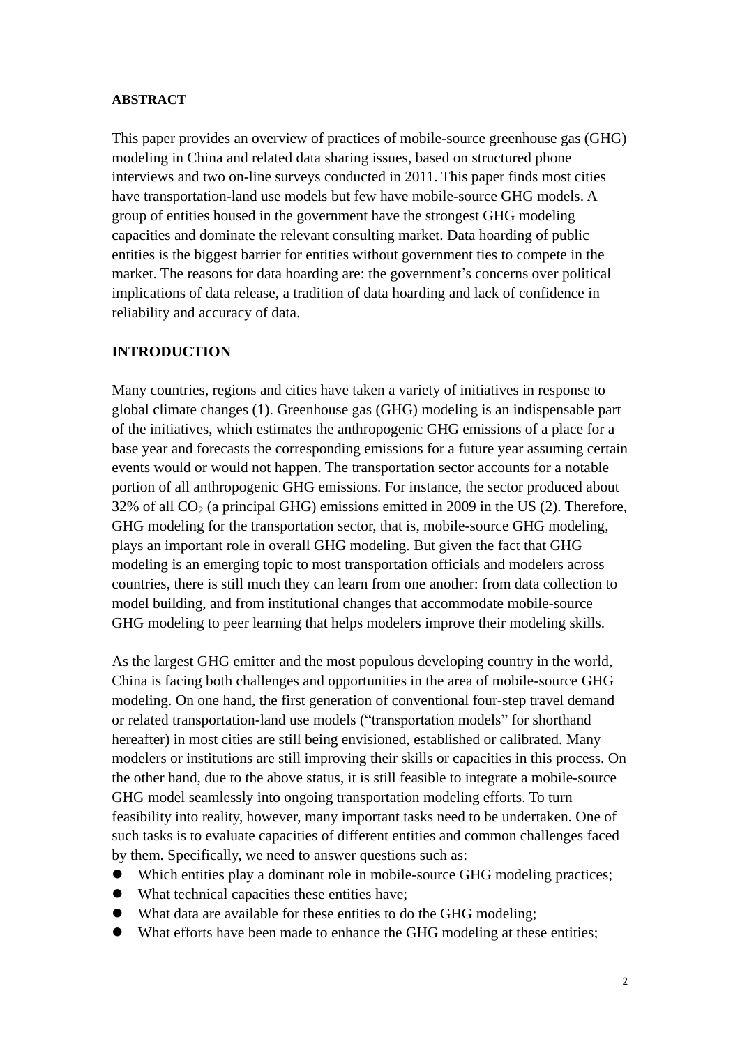## ABSTRACT

This paper provides an overview of practices of mobile-source greenhouse gas (GHG) modeling in China and related data sharing issues, based on structured phone interviews and two on-line surveys conducted in 2011. This paper finds most cities have transportation-land use models but few have mobile-source GHG models. A group of entities housed in the government have the strongest GHG modeling capacities and dominate the relevant consulting market. Data hoarding of public entities is the biggest barrier for entities without government ties to compete in the market. The reasons for data hoarding are: the government's concerns over political implications of data release, a tradition of data hoarding and lack of confidence in reliability and accuracy of data.

## INTRODUCTION

Many countries, regions and cities have taken a variety of initiatives in response to global climate changes (1). Greenhouse gas (GHG) modeling is an indispensable part of the initiatives, which estimates the anthropogenic GHG emissions of a place for a base year and forecasts the corresponding emissions for a future year assuming certain events would or would not happen. The transportation sector accounts for a notable portion of all anthropogenic GHG emissions. For instance, the sector produced about 32% of all $CO_2$ (a principal GHG) emissions emitted in 2009 in the US (2). Therefore, GHG modeling for the transportation sector, that is, mobile-source GHG modeling, plays an important role in overall GHG modeling. But given the fact that GHG modeling is an emerging topic to most transportation officials and modelers across countries, there is still much they can learn from one another: from data collection to model building, and from institutional changes that accommodate mobile-source GHG modeling to peer learning that helps modelers improve their modeling skills.

As the largest GHG emitter and the most populous developing country in the world, China is facing both challenges and opportunities in the area of mobile-source GHG modeling. On one hand, the first generation of conventional four-step travel demand or related transportation-land use models ("transportation models" for shorthand hereafter) in most cities are still being envisioned, established or calibrated. Many modelers or institutions are still improving their skills or capacities in this process. On the other hand, due to the above status, it is still feasible to integrate a mobile-source GHG model seamlessly into ongoing transportation modeling efforts. To turn feasibility into reality, however, many important tasks need to be undertaken. One of such tasks is to evaluate capacities of different entities and common challenges faced by them. Specifically, we need to answer questions such as:

- Which entities play a dominant role in mobile-source GHG modeling practices;
- What technical capacities these entities have;
- What data are available for these entities to do the GHG modeling;
- What efforts have been made to enhance the GHG modeling at these entities;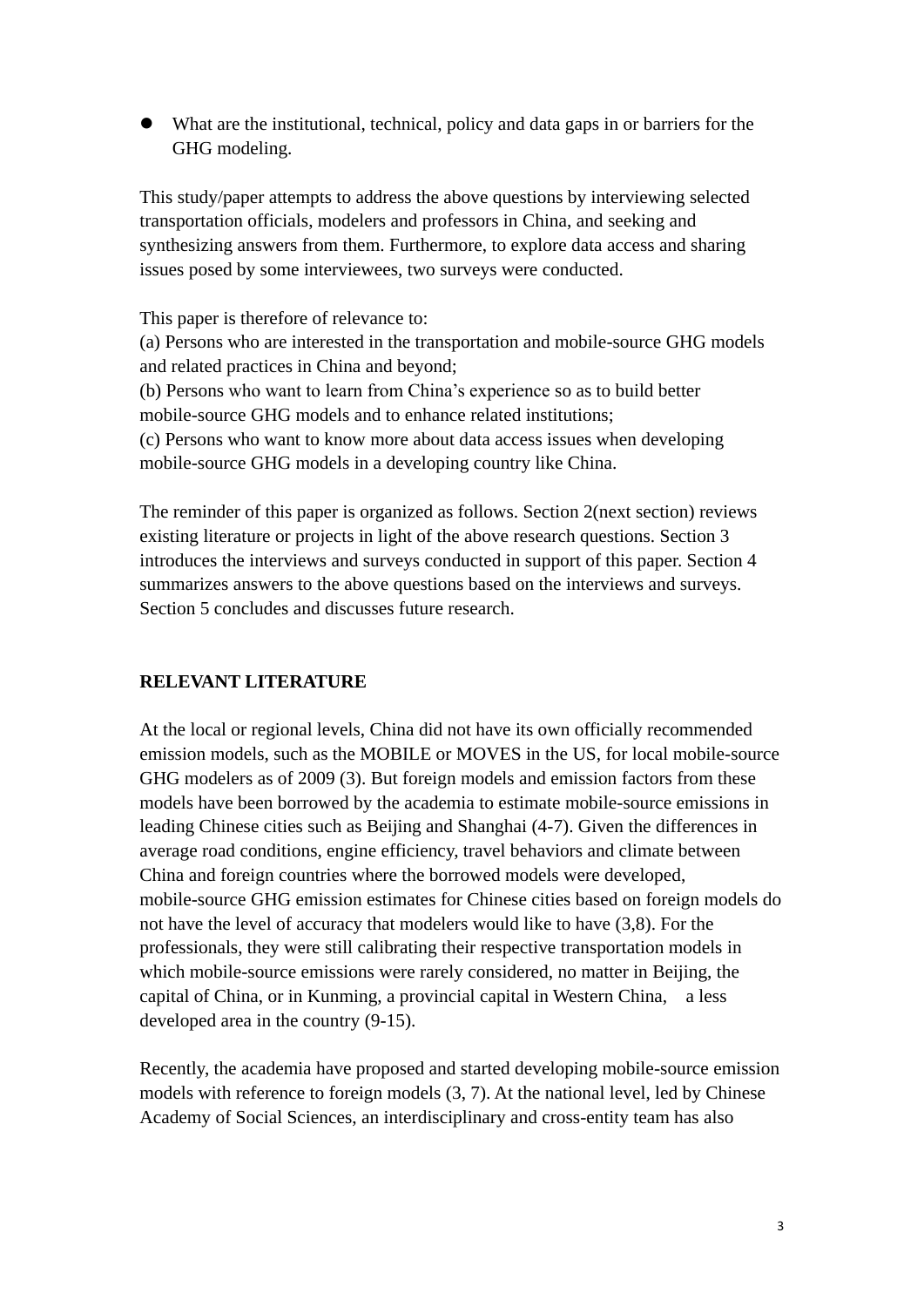- What are the institutional, technical, policy and data gaps in or barriers for the GHG modeling.

This study/paper attempts to address the above questions by interviewing selected transportation officials, modelers and professors in China, and seeking and synthesizing answers from them. Furthermore, to explore data access and sharing issues posed by some interviewees, two surveys were conducted.

This paper is therefore of relevance to:
(a) Persons who are interested in the transportation and mobile-source GHG models and related practices in China and beyond;
(b) Persons who want to learn from China's experience so as to build better mobile-source GHG models and to enhance related institutions;
(c) Persons who want to know more about data access issues when developing mobile-source GHG models in a developing country like China.

The reminder of this paper is organized as follows. Section 2(next section) reviews existing literature or projects in light of the above research questions. Section 3 introduces the interviews and surveys conducted in support of this paper. Section 4 summarizes answers to the above questions based on the interviews and surveys. Section 5 concludes and discusses future research.

## RELEVANT LITERATURE

At the local or regional levels, China did not have its own officially recommended emission models, such as the MOBILE or MOVES in the US, for local mobile-source GHG modelers as of 2009 (3). But foreign models and emission factors from these models have been borrowed by the academia to estimate mobile-source emissions in leading Chinese cities such as Beijing and Shanghai (4-7). Given the differences in average road conditions, engine efficiency, travel behaviors and climate between China and foreign countries where the borrowed models were developed, mobile-source GHG emission estimates for Chinese cities based on foreign models do not have the level of accuracy that modelers would like to have (3,8). For the professionals, they were still calibrating their respective transportation models in which mobile-source emissions were rarely considered, no matter in Beijing, the capital of China, or in Kunming, a provincial capital in Western China, a less developed area in the country (9-15).

Recently, the academia have proposed and started developing mobile-source emission models with reference to foreign models (3, 7). At the national level, led by Chinese Academy of Social Sciences, an interdisciplinary and cross-entity team has also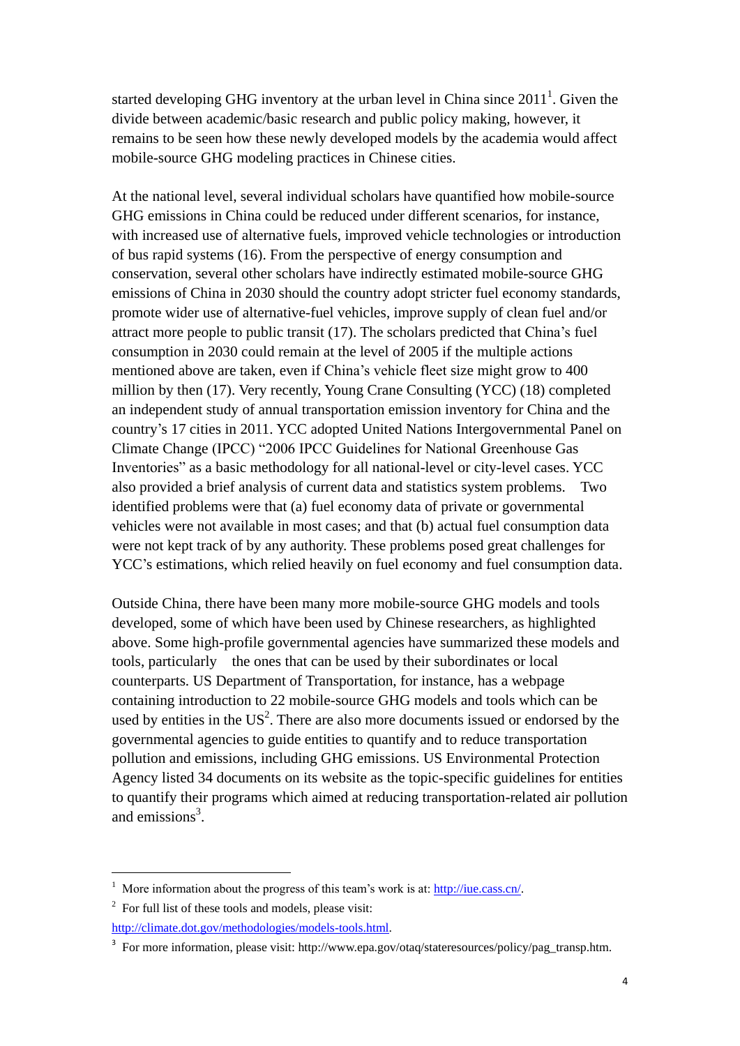started developing GHG inventory at the urban level in China since 2011[1]. Given the divide between academic/basic research and public policy making, however, it remains to be seen how these newly developed models by the academia would affect mobile-source GHG modeling practices in Chinese cities.

At the national level, several individual scholars have quantified how mobile-source GHG emissions in China could be reduced under different scenarios, for instance, with increased use of alternative fuels, improved vehicle technologies or introduction of bus rapid systems (16). From the perspective of energy consumption and conservation, several other scholars have indirectly estimated mobile-source GHG emissions of China in 2030 should the country adopt stricter fuel economy standards, promote wider use of alternative-fuel vehicles, improve supply of clean fuel and/or attract more people to public transit (17). The scholars predicted that China's fuel consumption in 2030 could remain at the level of 2005 if the multiple actions mentioned above are taken, even if China's vehicle fleet size might grow to 400 million by then (17). Very recently, Young Crane Consulting (YCC) (18) completed an independent study of annual transportation emission inventory for China and the country's 17 cities in 2011. YCC adopted United Nations Intergovernmental Panel on Climate Change (IPCC) "2006 IPCC Guidelines for National Greenhouse Gas Inventories" as a basic methodology for all national-level or city-level cases. YCC also provided a brief analysis of current data and statistics system problems. Two identified problems were that (a) fuel economy data of private or governmental vehicles were not available in most cases; and that (b) actual fuel consumption data were not kept track of by any authority. These problems posed great challenges for YCC's estimations, which relied heavily on fuel economy and fuel consumption data.

Outside China, there have been many more mobile-source GHG models and tools developed, some of which have been used by Chinese researchers, as highlighted above. Some high-profile governmental agencies have summarized these models and tools, particularly the ones that can be used by their subordinates or local counterparts. US Department of Transportation, for instance, has a webpage containing introduction to 22 mobile-source GHG models and tools which can be used by entities in the US[2]. There are also more documents issued or endorsed by the governmental agencies to guide entities to quantify and to reduce transportation pollution and emissions, including GHG emissions. US Environmental Protection Agency listed 34 documents on its website as the topic-specific guidelines for entities to quantify their programs which aimed at reducing transportation-related air pollution and emissions[3].

---

[1] More information about the progress of this team's work is at: http://iue.cass.cn/.

[2] For full list of these tools and models, please visit: http://climate.dot.gov/methodologies/models-tools.html.

[3] For more information, please visit: http://www.epa.gov/otaq/stateresources/policy/pag_transp.htm.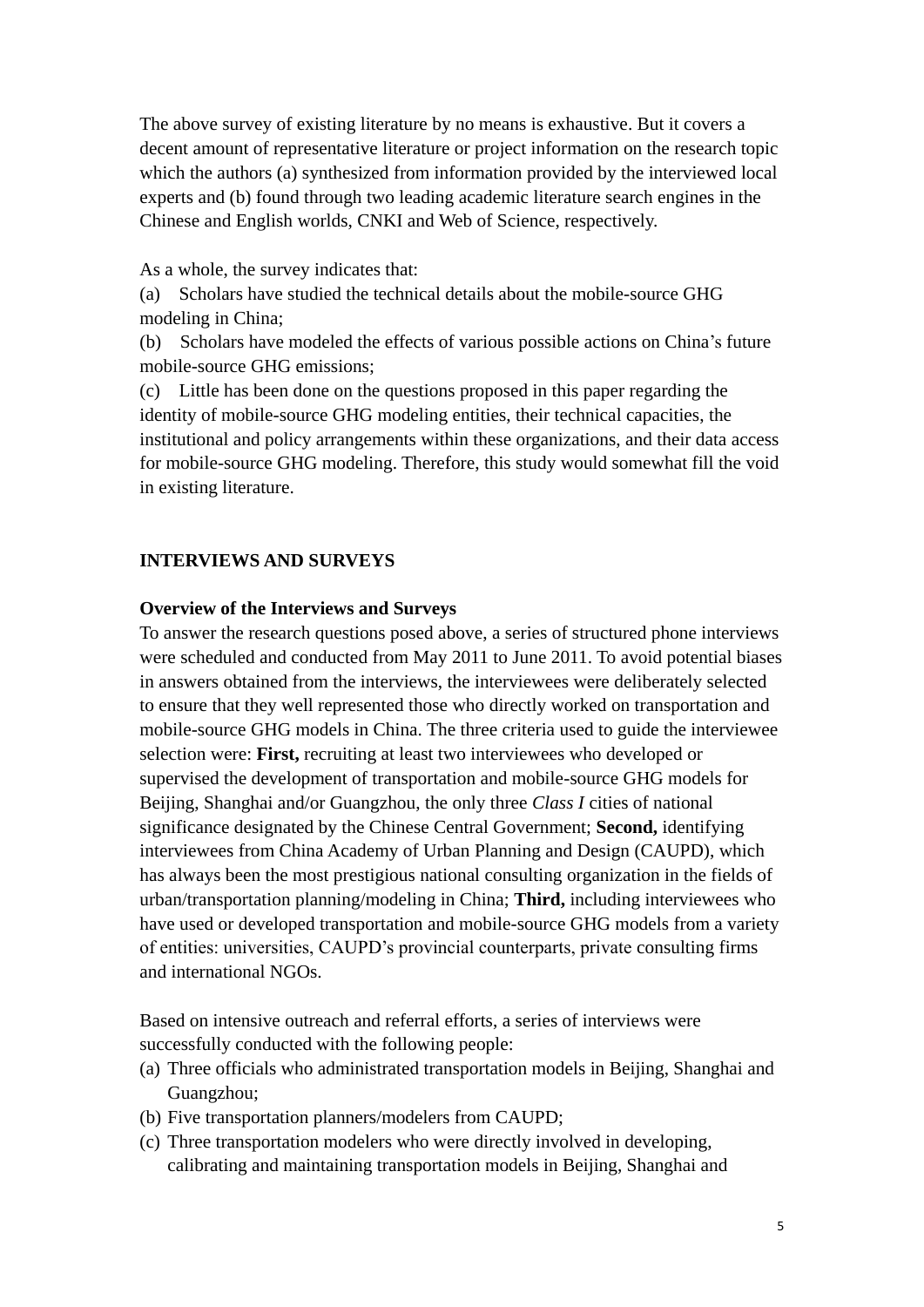The above survey of existing literature by no means is exhaustive. But it covers a decent amount of representative literature or project information on the research topic which the authors (a) synthesized from information provided by the interviewed local experts and (b) found through two leading academic literature search engines in the Chinese and English worlds, CNKI and Web of Science, respectively.

As a whole, the survey indicates that:

(a) Scholars have studied the technical details about the mobile-source GHG modeling in China;

(b) Scholars have modeled the effects of various possible actions on China's future mobile-source GHG emissions;

(c) Little has been done on the questions proposed in this paper regarding the identity of mobile-source GHG modeling entities, their technical capacities, the institutional and policy arrangements within these organizations, and their data access for mobile-source GHG modeling. Therefore, this study would somewhat fill the void in existing literature.

## INTERVIEWS AND SURVEYS

### Overview of the Interviews and Surveys

To answer the research questions posed above, a series of structured phone interviews were scheduled and conducted from May 2011 to June 2011. To avoid potential biases in answers obtained from the interviews, the interviewees were deliberately selected to ensure that they well represented those who directly worked on transportation and mobile-source GHG models in China. The three criteria used to guide the interviewee selection were: **First,** recruiting at least two interviewees who developed or supervised the development of transportation and mobile-source GHG models for Beijing, Shanghai and/or Guangzhou, the only three *Class I* cities of national significance designated by the Chinese Central Government; **Second,** identifying interviewees from China Academy of Urban Planning and Design (CAUPD), which has always been the most prestigious national consulting organization in the fields of urban/transportation planning/modeling in China; **Third,** including interviewees who have used or developed transportation and mobile-source GHG models from a variety of entities: universities, CAUPD's provincial counterparts, private consulting firms and international NGOs.

Based on intensive outreach and referral efforts, a series of interviews were successfully conducted with the following people:

(a) Three officials who administrated transportation models in Beijing, Shanghai and Guangzhou;
(b) Five transportation planners/modelers from CAUPD;
(c) Three transportation modelers who were directly involved in developing, calibrating and maintaining transportation models in Beijing, Shanghai and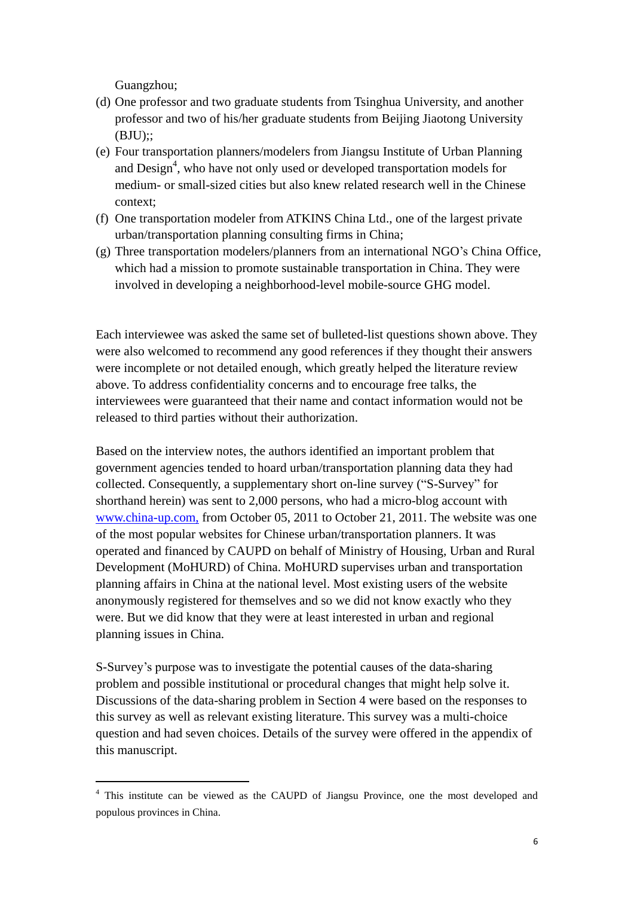Guangzhou;

(d) One professor and two graduate students from Tsinghua University, and another professor and two of his/her graduate students from Beijing Jiaotong University (BJU);;

(e) Four transportation planners/modelers from Jiangsu Institute of Urban Planning and Design[4], who have not only used or developed transportation models for medium- or small-sized cities but also knew related research well in the Chinese context;

(f) One transportation modeler from ATKINS China Ltd., one of the largest private urban/transportation planning consulting firms in China;

(g) Three transportation modelers/planners from an international NGO's China Office, which had a mission to promote sustainable transportation in China. They were involved in developing a neighborhood-level mobile-source GHG model.

Each interviewee was asked the same set of bulleted-list questions shown above. They were also welcomed to recommend any good references if they thought their answers were incomplete or not detailed enough, which greatly helped the literature review above. To address confidentiality concerns and to encourage free talks, the interviewees were guaranteed that their name and contact information would not be released to third parties without their authorization.

Based on the interview notes, the authors identified an important problem that government agencies tended to hoard urban/transportation planning data they had collected. Consequently, a supplementary short on-line survey ("S-Survey" for shorthand herein) was sent to 2,000 persons, who had a micro-blog account with www.china-up.com, from October 05, 2011 to October 21, 2011. The website was one of the most popular websites for Chinese urban/transportation planners. It was operated and financed by CAUPD on behalf of Ministry of Housing, Urban and Rural Development (MoHURD) of China. MoHURD supervises urban and transportation planning affairs in China at the national level. Most existing users of the website anonymously registered for themselves and so we did not know exactly who they were. But we did know that they were at least interested in urban and regional planning issues in China.

S-Survey's purpose was to investigate the potential causes of the data-sharing problem and possible institutional or procedural changes that might help solve it. Discussions of the data-sharing problem in Section 4 were based on the responses to this survey as well as relevant existing literature. This survey was a multi-choice question and had seven choices. Details of the survey were offered in the appendix of this manuscript.

[4] This institute can be viewed as the CAUPD of Jiangsu Province, one the most developed and populous provinces in China.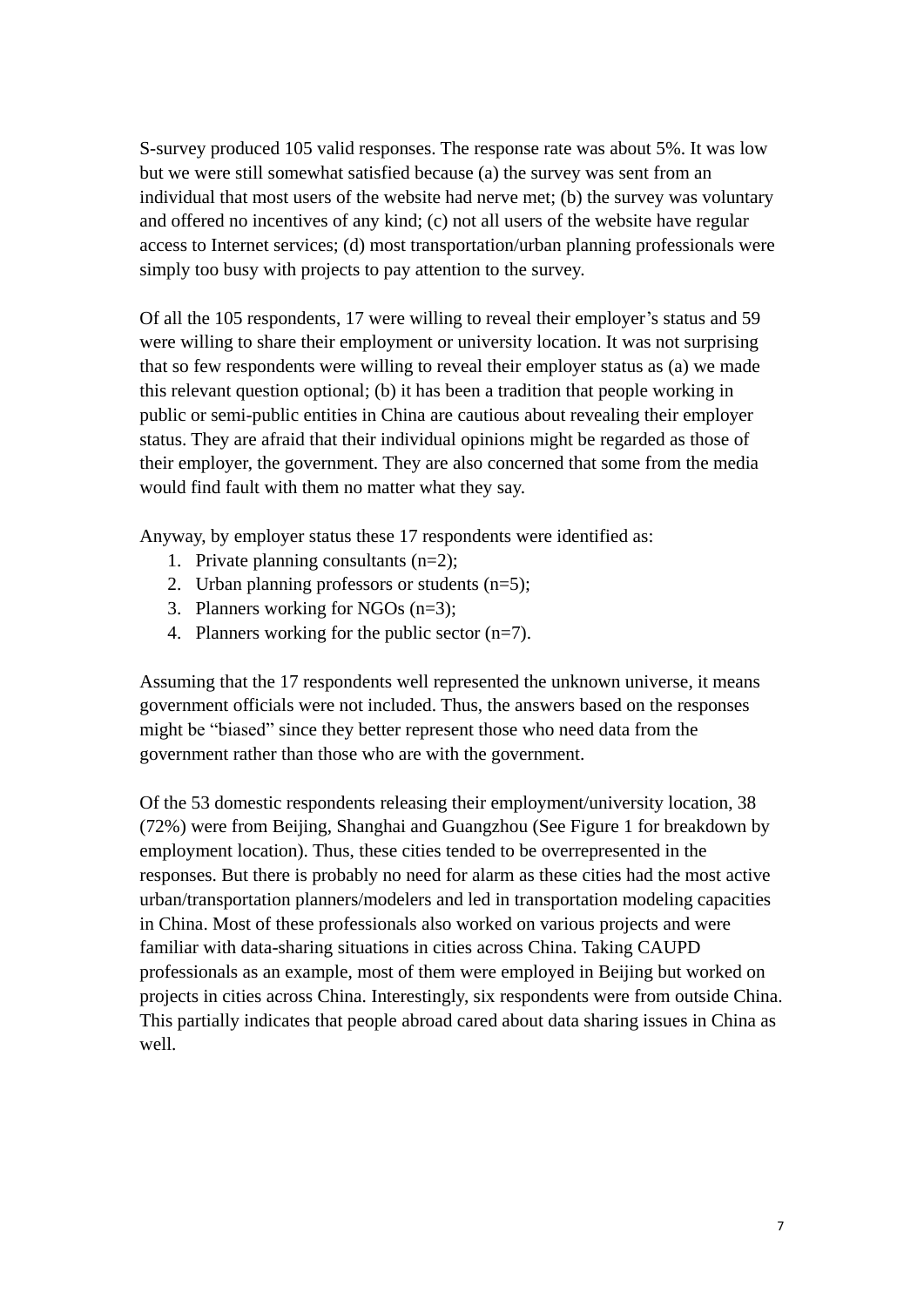S-survey produced 105 valid responses. The response rate was about 5%. It was low but we were still somewhat satisfied because (a) the survey was sent from an individual that most users of the website had nerve met; (b) the survey was voluntary and offered no incentives of any kind; (c) not all users of the website have regular access to Internet services; (d) most transportation/urban planning professionals were simply too busy with projects to pay attention to the survey.

Of all the 105 respondents, 17 were willing to reveal their employer's status and 59 were willing to share their employment or university location. It was not surprising that so few respondents were willing to reveal their employer status as (a) we made this relevant question optional; (b) it has been a tradition that people working in public or semi-public entities in China are cautious about revealing their employer status. They are afraid that their individual opinions might be regarded as those of their employer, the government. They are also concerned that some from the media would find fault with them no matter what they say.

Anyway, by employer status these 17 respondents were identified as:

1. Private planning consultants (n=2);
2. Urban planning professors or students (n=5);
3. Planners working for NGOs (n=3);
4. Planners working for the public sector (n=7).

Assuming that the 17 respondents well represented the unknown universe, it means government officials were not included. Thus, the answers based on the responses might be "biased" since they better represent those who need data from the government rather than those who are with the government.

Of the 53 domestic respondents releasing their employment/university location, 38 (72%) were from Beijing, Shanghai and Guangzhou (See Figure 1 for breakdown by employment location). Thus, these cities tended to be overrepresented in the responses. But there is probably no need for alarm as these cities had the most active urban/transportation planners/modelers and led in transportation modeling capacities in China. Most of these professionals also worked on various projects and were familiar with data-sharing situations in cities across China. Taking CAUPD professionals as an example, most of them were employed in Beijing but worked on projects in cities across China. Interestingly, six respondents were from outside China. This partially indicates that people abroad cared about data sharing issues in China as well.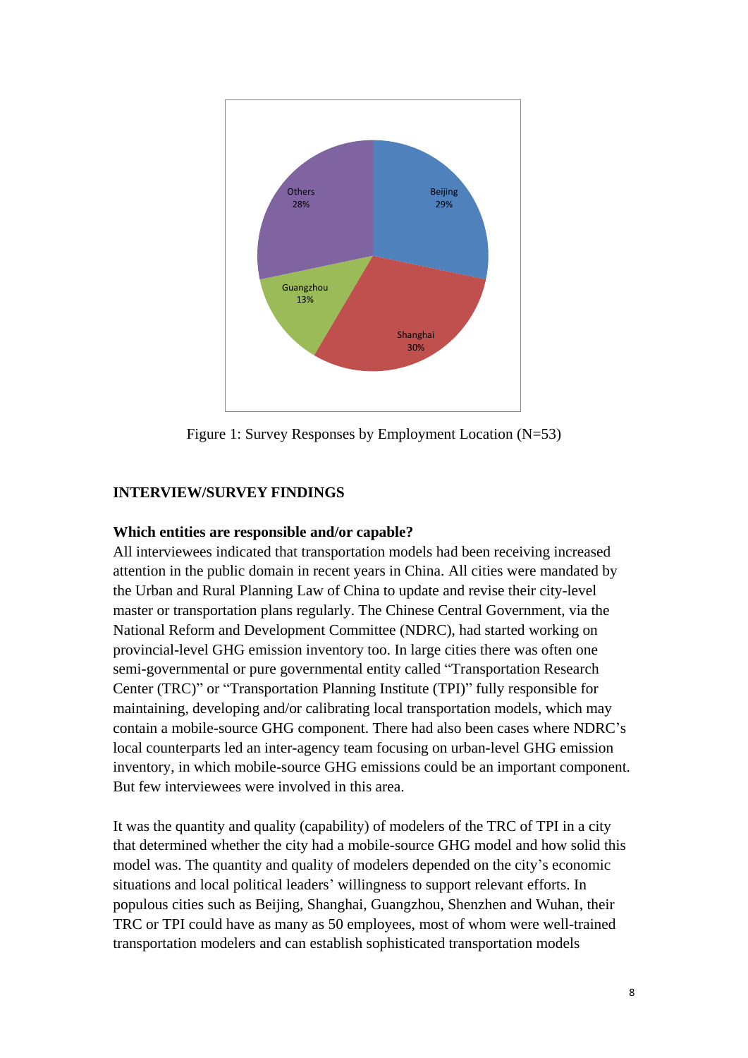Figure 1: Survey Responses by Employment Location (N=53)

## INTERVIEW/SURVEY FINDINGS

### Which entities are responsible and/or capable?

All interviewees indicated that transportation models had been receiving increased attention in the public domain in recent years in China. All cities were mandated by the Urban and Rural Planning Law of China to update and revise their city-level master or transportation plans regularly. The Chinese Central Government, via the National Reform and Development Committee (NDRC), had started working on provincial-level GHG emission inventory too. In large cities there was often one semi-governmental or pure governmental entity called "Transportation Research Center (TRC)" or "Transportation Planning Institute (TPI)" fully responsible for maintaining, developing and/or calibrating local transportation models, which may contain a mobile-source GHG component. There had also been cases where NDRC's local counterparts led an inter-agency team focusing on urban-level GHG emission inventory, in which mobile-source GHG emissions could be an important component. But few interviewees were involved in this area.

It was the quantity and quality (capability) of modelers of the TRC of TPI in a city that determined whether the city had a mobile-source GHG model and how solid this model was. The quantity and quality of modelers depended on the city's economic situations and local political leaders' willingness to support relevant efforts. In populous cities such as Beijing, Shanghai, Guangzhou, Shenzhen and Wuhan, their TRC or TPI could have as many as 50 employees, most of whom were well-trained transportation modelers and can establish sophisticated transportation models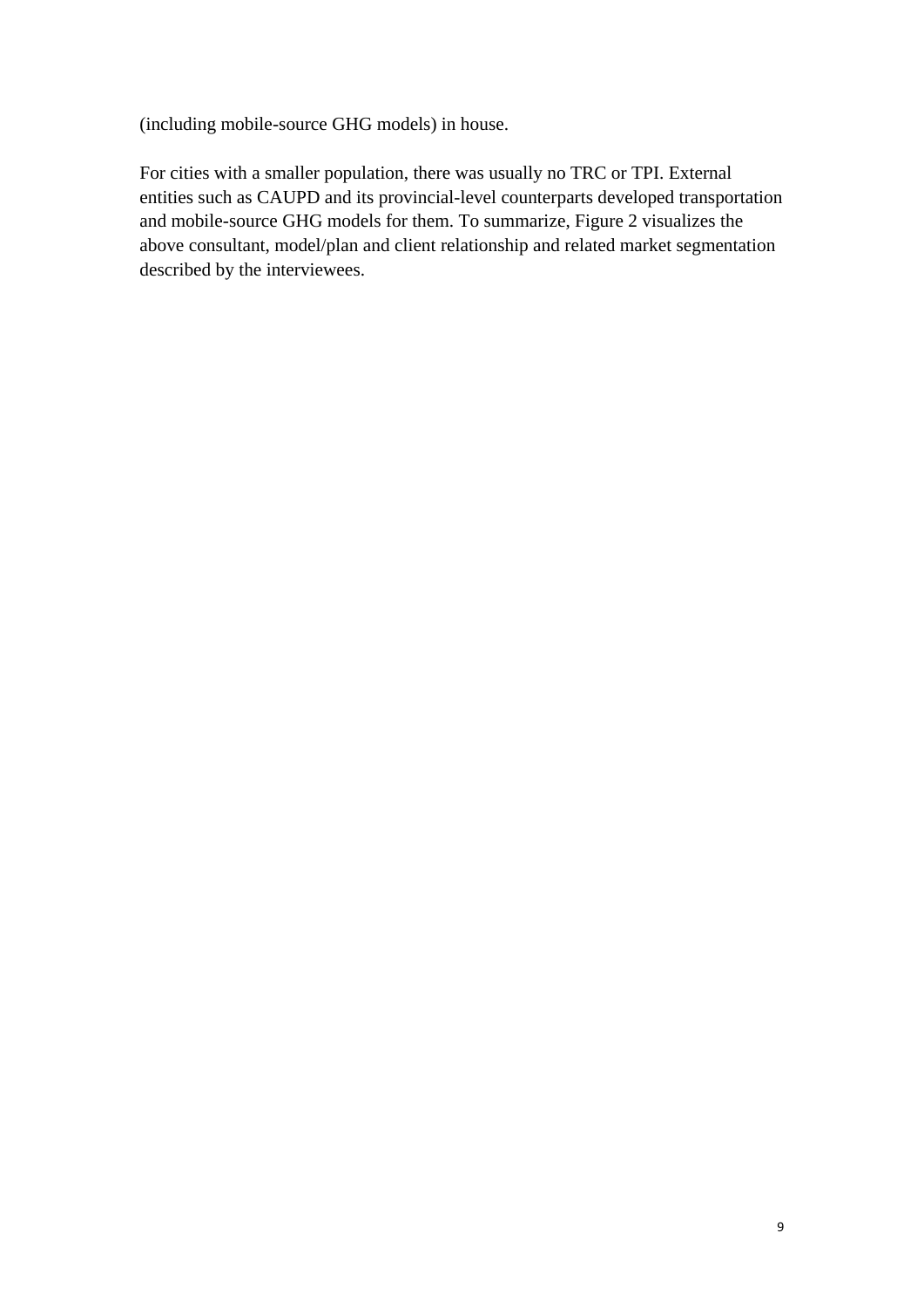(including mobile-source GHG models) in house.

For cities with a smaller population, there was usually no TRC or TPI. External entities such as CAUPD and its provincial-level counterparts developed transportation and mobile-source GHG models for them. To summarize, Figure 2 visualizes the above consultant, model/plan and client relationship and related market segmentation described by the interviewees.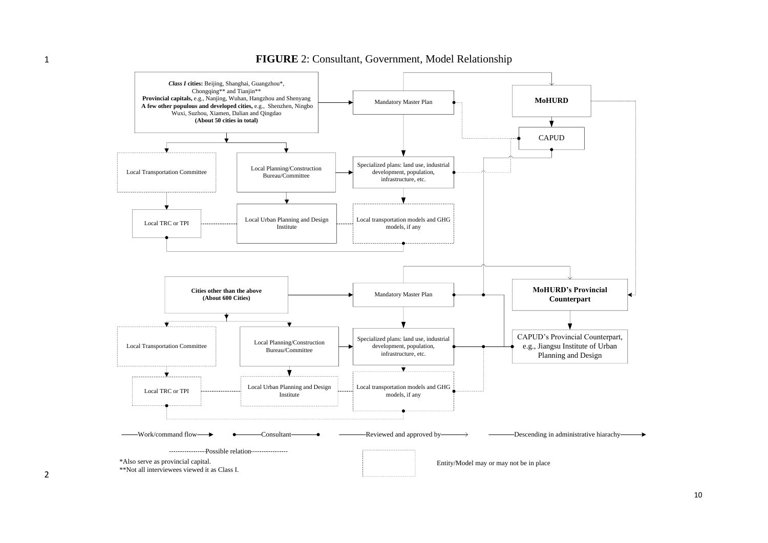**FIGURE** 2: Consultant, Government, Model Relationship

***Class I* cities:** Beijing, Shanghai, Guangzhou*, Chongqing** and Tianjin**
**Provincial capitals,** e.g., Nanjing, Wuhan, Hangzhou and Shenyang
**A few other populous and developed cities,** e.g., Shenzhen, Ningbo Wuxi, Suzhou, Xiamen, Dalian and Qingdao
**(About 50 cities in total)**

Mandatory Master Plan

**MoHURD**

CAPUD

Local Transportation Committee

Local Planning/Construction Bureau/Committee

Specialized plans: land use, industrial development, population, infrastructure, etc.

Local TRC or TPI

Local Urban Planning and Design Institute

Local transportation models and GHG models, if any

**Cities other than the above (About 600 Cities)**

Mandatory Master Plan

**MoHURD's Provincial Counterpart**

Local Transportation Committee

Local Planning/Construction Bureau/Committee

Specialized plans: land use, industrial development, population, infrastructure, etc.

CAPUD's Provincial Counterpart, e.g., Jiangsu Institute of Urban Planning and Design

Local TRC or TPI

Local Urban Planning and Design Institute

Local transportation models and GHG models, if any

Work/command flow — Consultant — Reviewed and approved by — Descending in administrative hiarachy

Possible relation

Entity/Model may or may not be in place

*Also serve as provincial capital.
**Not all interviewees viewed it as Class I.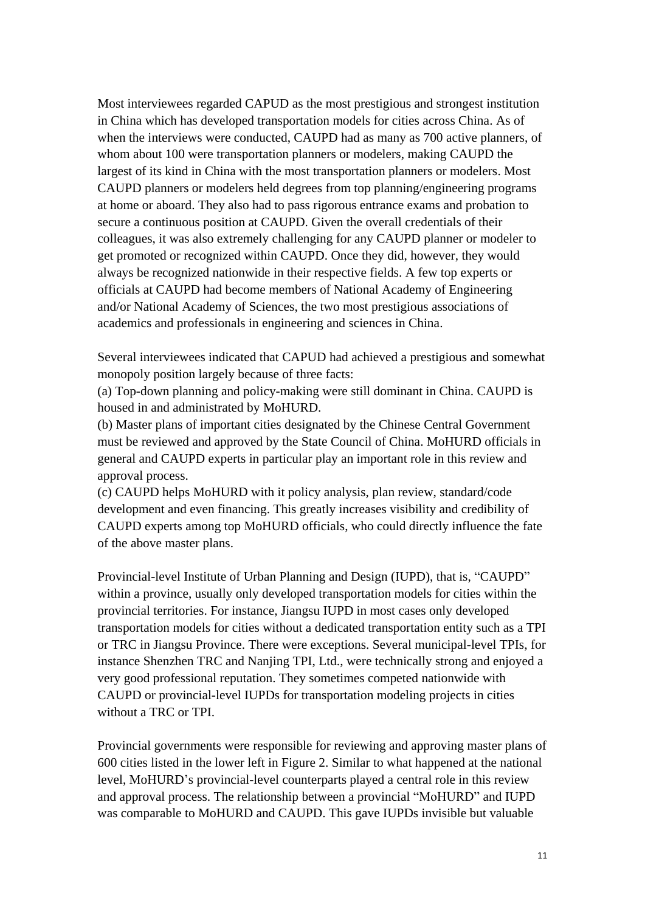Most interviewees regarded CAPUD as the most prestigious and strongest institution in China which has developed transportation models for cities across China. As of when the interviews were conducted, CAUPD had as many as 700 active planners, of whom about 100 were transportation planners or modelers, making CAUPD the largest of its kind in China with the most transportation planners or modelers. Most CAUPD planners or modelers held degrees from top planning/engineering programs at home or aboard. They also had to pass rigorous entrance exams and probation to secure a continuous position at CAUPD. Given the overall credentials of their colleagues, it was also extremely challenging for any CAUPD planner or modeler to get promoted or recognized within CAUPD. Once they did, however, they would always be recognized nationwide in their respective fields. A few top experts or officials at CAUPD had become members of National Academy of Engineering and/or National Academy of Sciences, the two most prestigious associations of academics and professionals in engineering and sciences in China.

Several interviewees indicated that CAPUD had achieved a prestigious and somewhat monopoly position largely because of three facts:

(a) Top-down planning and policy-making were still dominant in China. CAUPD is housed in and administrated by MoHURD.

(b) Master plans of important cities designated by the Chinese Central Government must be reviewed and approved by the State Council of China. MoHURD officials in general and CAUPD experts in particular play an important role in this review and approval process.

(c) CAUPD helps MoHURD with it policy analysis, plan review, standard/code development and even financing. This greatly increases visibility and credibility of CAUPD experts among top MoHURD officials, who could directly influence the fate of the above master plans.

Provincial-level Institute of Urban Planning and Design (IUPD), that is, "CAUPD" within a province, usually only developed transportation models for cities within the provincial territories. For instance, Jiangsu IUPD in most cases only developed transportation models for cities without a dedicated transportation entity such as a TPI or TRC in Jiangsu Province. There were exceptions. Several municipal-level TPIs, for instance Shenzhen TRC and Nanjing TPI, Ltd., were technically strong and enjoyed a very good professional reputation. They sometimes competed nationwide with CAUPD or provincial-level IUPDs for transportation modeling projects in cities without a TRC or TPI.

Provincial governments were responsible for reviewing and approving master plans of 600 cities listed in the lower left in Figure 2. Similar to what happened at the national level, MoHURD's provincial-level counterparts played a central role in this review and approval process. The relationship between a provincial "MoHURD" and IUPD was comparable to MoHURD and CAUPD. This gave IUPDs invisible but valuable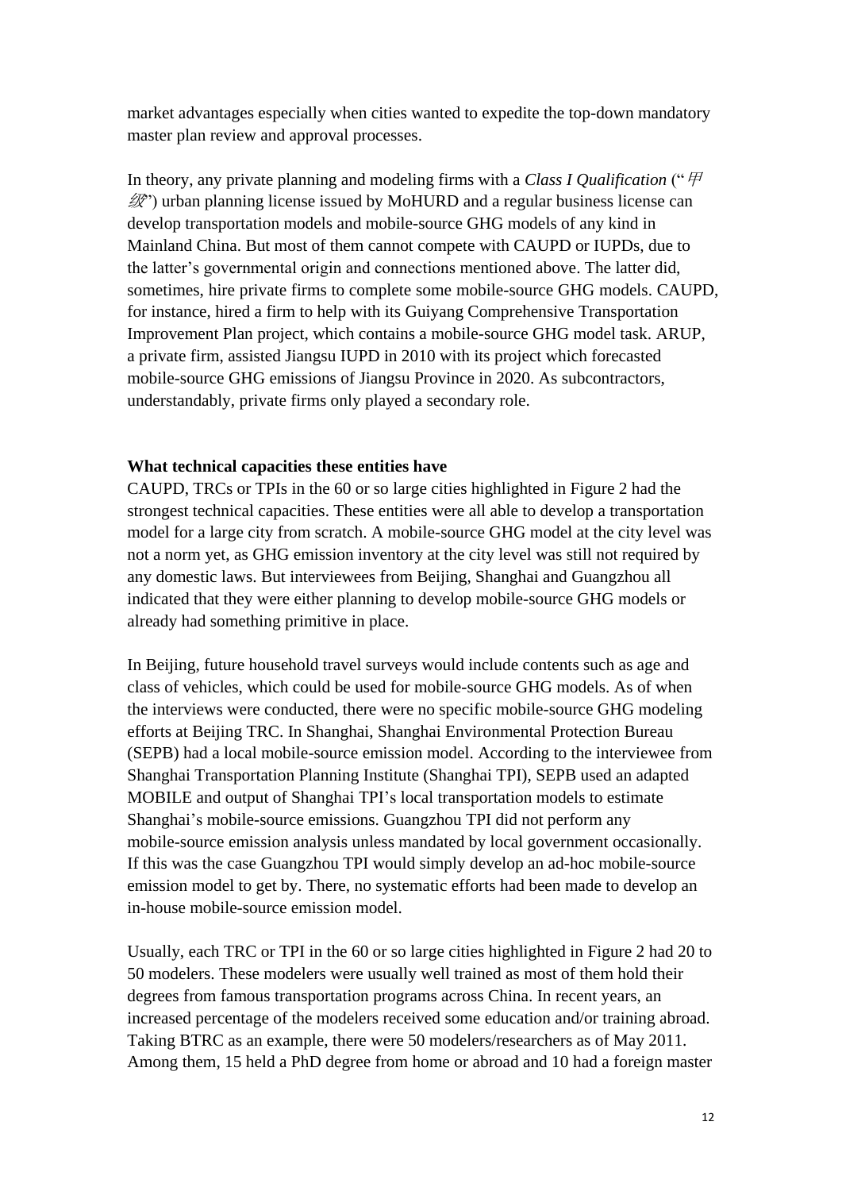market advantages especially when cities wanted to expedite the top-down mandatory master plan review and approval processes.

In theory, any private planning and modeling firms with a *Class I Qualification* ("甲级") urban planning license issued by MoHURD and a regular business license can develop transportation models and mobile-source GHG models of any kind in Mainland China. But most of them cannot compete with CAUPD or IUPDs, due to the latter's governmental origin and connections mentioned above. The latter did, sometimes, hire private firms to complete some mobile-source GHG models. CAUPD, for instance, hired a firm to help with its Guiyang Comprehensive Transportation Improvement Plan project, which contains a mobile-source GHG model task. ARUP, a private firm, assisted Jiangsu IUPD in 2010 with its project which forecasted mobile-source GHG emissions of Jiangsu Province in 2020. As subcontractors, understandably, private firms only played a secondary role.

**What technical capacities these entities have**

CAUPD, TRCs or TPIs in the 60 or so large cities highlighted in Figure 2 had the strongest technical capacities. These entities were all able to develop a transportation model for a large city from scratch. A mobile-source GHG model at the city level was not a norm yet, as GHG emission inventory at the city level was still not required by any domestic laws. But interviewees from Beijing, Shanghai and Guangzhou all indicated that they were either planning to develop mobile-source GHG models or already had something primitive in place.

In Beijing, future household travel surveys would include contents such as age and class of vehicles, which could be used for mobile-source GHG models. As of when the interviews were conducted, there were no specific mobile-source GHG modeling efforts at Beijing TRC. In Shanghai, Shanghai Environmental Protection Bureau (SEPB) had a local mobile-source emission model. According to the interviewee from Shanghai Transportation Planning Institute (Shanghai TPI), SEPB used an adapted MOBILE and output of Shanghai TPI's local transportation models to estimate Shanghai's mobile-source emissions. Guangzhou TPI did not perform any mobile-source emission analysis unless mandated by local government occasionally. If this was the case Guangzhou TPI would simply develop an ad-hoc mobile-source emission model to get by. There, no systematic efforts had been made to develop an in-house mobile-source emission model.

Usually, each TRC or TPI in the 60 or so large cities highlighted in Figure 2 had 20 to 50 modelers. These modelers were usually well trained as most of them hold their degrees from famous transportation programs across China. In recent years, an increased percentage of the modelers received some education and/or training abroad. Taking BTRC as an example, there were 50 modelers/researchers as of May 2011. Among them, 15 held a PhD degree from home or abroad and 10 had a foreign master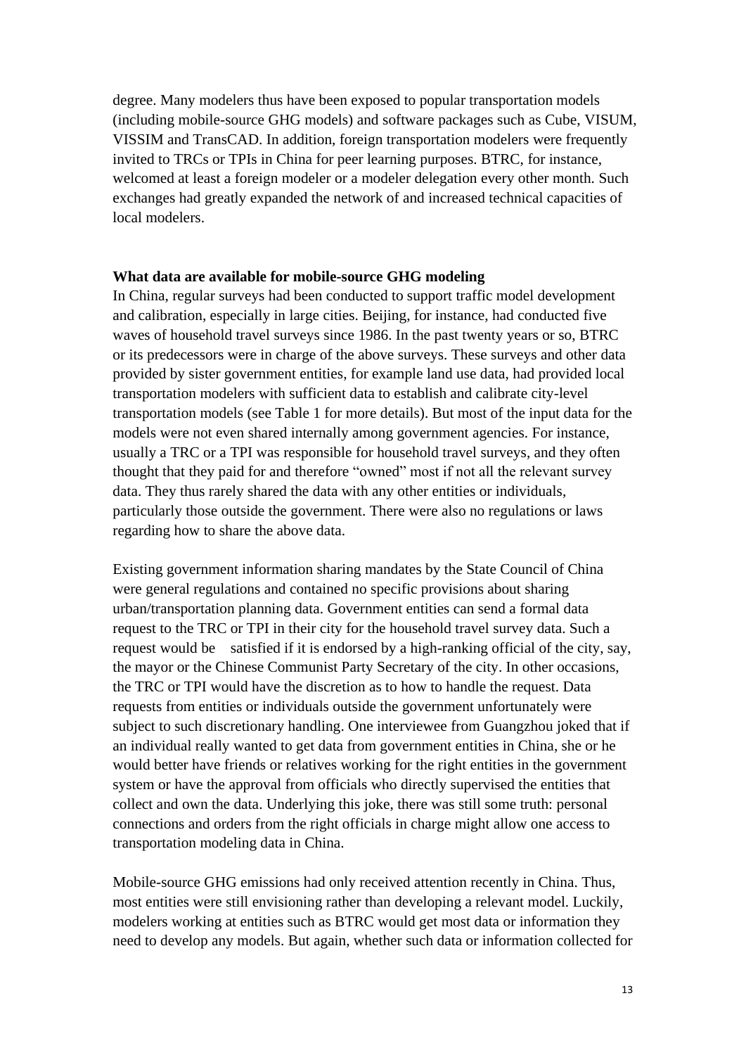degree. Many modelers thus have been exposed to popular transportation models (including mobile-source GHG models) and software packages such as Cube, VISUM, VISSIM and TransCAD. In addition, foreign transportation modelers were frequently invited to TRCs or TPIs in China for peer learning purposes. BTRC, for instance, welcomed at least a foreign modeler or a modeler delegation every other month. Such exchanges had greatly expanded the network of and increased technical capacities of local modelers.

**What data are available for mobile-source GHG modeling**

In China, regular surveys had been conducted to support traffic model development and calibration, especially in large cities. Beijing, for instance, had conducted five waves of household travel surveys since 1986. In the past twenty years or so, BTRC or its predecessors were in charge of the above surveys. These surveys and other data provided by sister government entities, for example land use data, had provided local transportation modelers with sufficient data to establish and calibrate city-level transportation models (see Table 1 for more details). But most of the input data for the models were not even shared internally among government agencies. For instance, usually a TRC or a TPI was responsible for household travel surveys, and they often thought that they paid for and therefore "owned" most if not all the relevant survey data. They thus rarely shared the data with any other entities or individuals, particularly those outside the government. There were also no regulations or laws regarding how to share the above data.

Existing government information sharing mandates by the State Council of China were general regulations and contained no specific provisions about sharing urban/transportation planning data. Government entities can send a formal data request to the TRC or TPI in their city for the household travel survey data. Such a request would be satisfied if it is endorsed by a high-ranking official of the city, say, the mayor or the Chinese Communist Party Secretary of the city. In other occasions, the TRC or TPI would have the discretion as to how to handle the request. Data requests from entities or individuals outside the government unfortunately were subject to such discretionary handling. One interviewee from Guangzhou joked that if an individual really wanted to get data from government entities in China, she or he would better have friends or relatives working for the right entities in the government system or have the approval from officials who directly supervised the entities that collect and own the data. Underlying this joke, there was still some truth: personal connections and orders from the right officials in charge might allow one access to transportation modeling data in China.

Mobile-source GHG emissions had only received attention recently in China. Thus, most entities were still envisioning rather than developing a relevant model. Luckily, modelers working at entities such as BTRC would get most data or information they need to develop any models. But again, whether such data or information collected for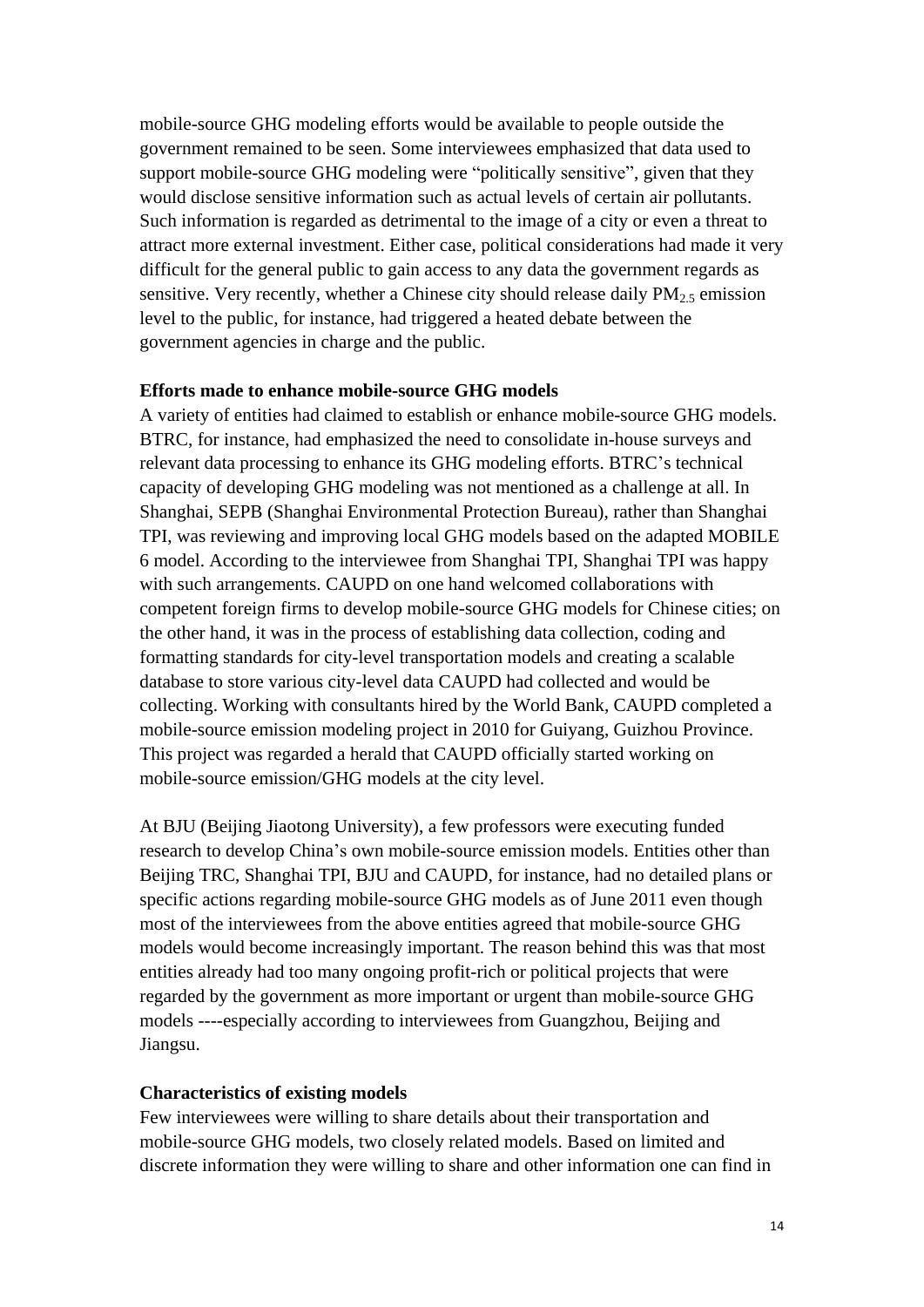mobile-source GHG modeling efforts would be available to people outside the government remained to be seen. Some interviewees emphasized that data used to support mobile-source GHG modeling were "politically sensitive", given that they would disclose sensitive information such as actual levels of certain air pollutants. Such information is regarded as detrimental to the image of a city or even a threat to attract more external investment. Either case, political considerations had made it very difficult for the general public to gain access to any data the government regards as sensitive. Very recently, whether a Chinese city should release daily $PM_{2.5}$ emission level to the public, for instance, had triggered a heated debate between the government agencies in charge and the public.

**Efforts made to enhance mobile-source GHG models**

A variety of entities had claimed to establish or enhance mobile-source GHG models. BTRC, for instance, had emphasized the need to consolidate in-house surveys and relevant data processing to enhance its GHG modeling efforts. BTRC's technical capacity of developing GHG modeling was not mentioned as a challenge at all. In Shanghai, SEPB (Shanghai Environmental Protection Bureau), rather than Shanghai TPI, was reviewing and improving local GHG models based on the adapted MOBILE 6 model. According to the interviewee from Shanghai TPI, Shanghai TPI was happy with such arrangements. CAUPD on one hand welcomed collaborations with competent foreign firms to develop mobile-source GHG models for Chinese cities; on the other hand, it was in the process of establishing data collection, coding and formatting standards for city-level transportation models and creating a scalable database to store various city-level data CAUPD had collected and would be collecting. Working with consultants hired by the World Bank, CAUPD completed a mobile-source emission modeling project in 2010 for Guiyang, Guizhou Province. This project was regarded a herald that CAUPD officially started working on mobile-source emission/GHG models at the city level.

At BJU (Beijing Jiaotong University), a few professors were executing funded research to develop China's own mobile-source emission models. Entities other than Beijing TRC, Shanghai TPI, BJU and CAUPD, for instance, had no detailed plans or specific actions regarding mobile-source GHG models as of June 2011 even though most of the interviewees from the above entities agreed that mobile-source GHG models would become increasingly important. The reason behind this was that most entities already had too many ongoing profit-rich or political projects that were regarded by the government as more important or urgent than mobile-source GHG models ----especially according to interviewees from Guangzhou, Beijing and Jiangsu.

**Characteristics of existing models**

Few interviewees were willing to share details about their transportation and mobile-source GHG models, two closely related models. Based on limited and discrete information they were willing to share and other information one can find in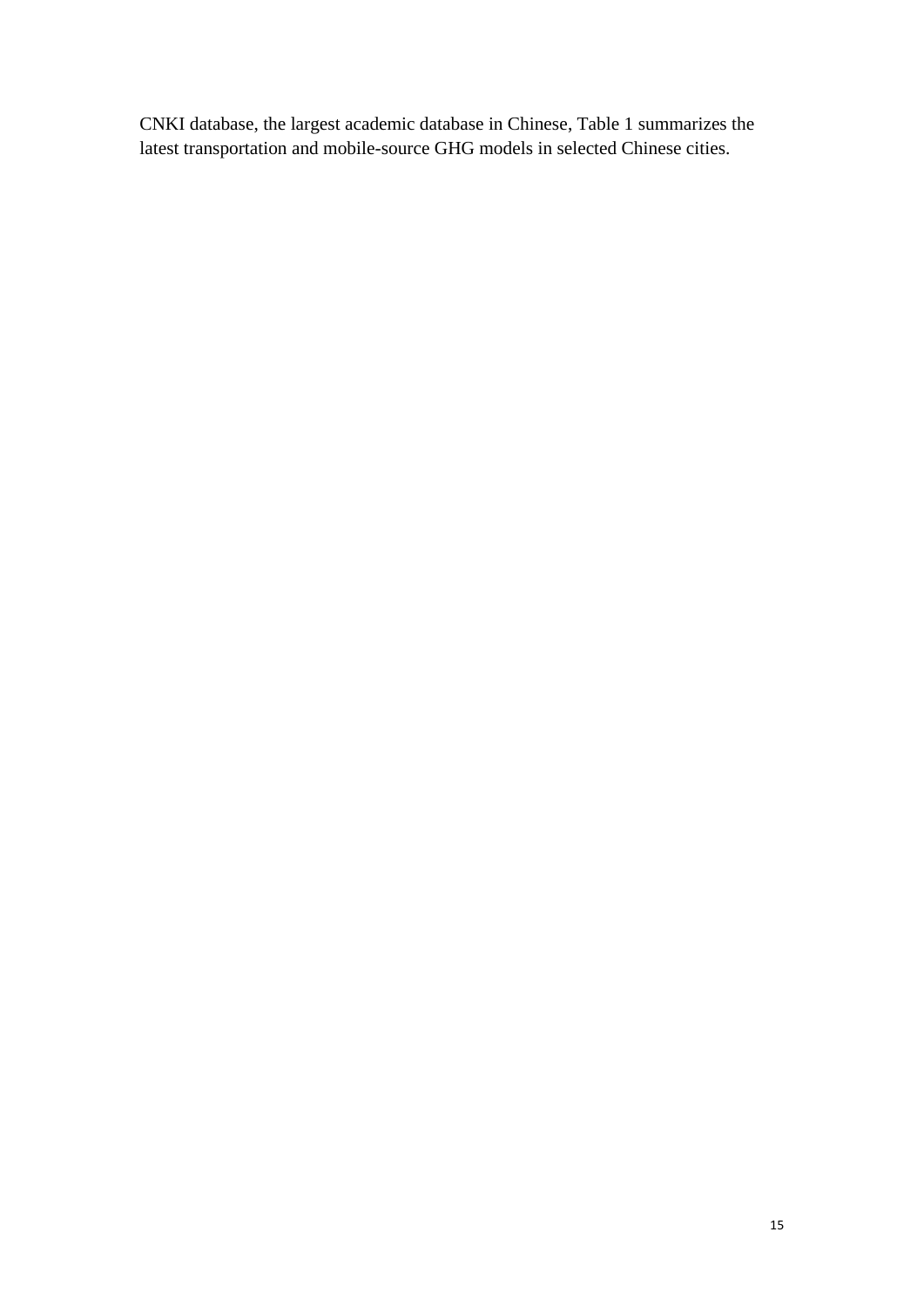CNKI database, the largest academic database in Chinese, Table 1 summarizes the latest transportation and mobile-source GHG models in selected Chinese cities.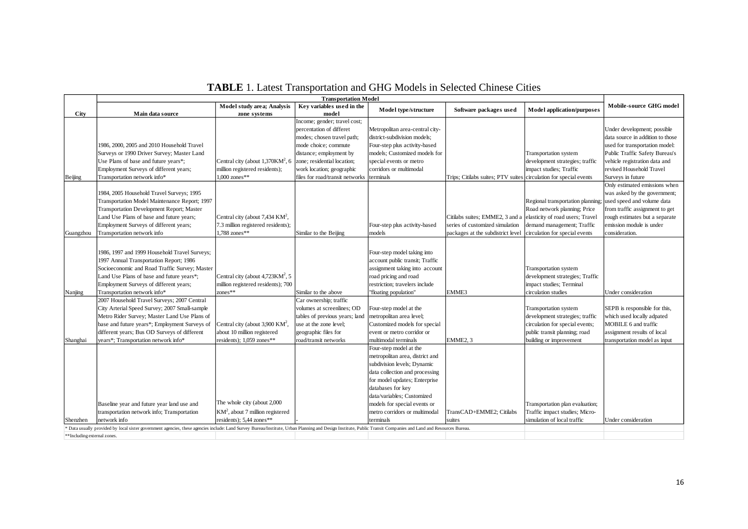**TABLE** 1. Latest Transportation and GHG Models in Selected Chinese Cities

| City | Transportation Model | | | | | | Mobile-source GHG model |
|---|---|---|---|---|---|---|---|
| | Main data source | Model study area; Analysis zone systems | Key variables used in the model | Model type/structure | Software packages used | Model application/purposes | |
| Beijing | 1986, 2000, 2005 and 2010 Household Travel Surveys or 1990 Driver Survey; Master Land Use Plans of base and future years*; Employment Surveys of different years; Transportation network info* | Central city (about 1,370KM$^2$, 6 million registered residents); 1,000 zones** | Income; gender; travel cost; percentation of differet modes; chosen travel path; mode choice; commute distance; employment by zone; residential location; work location; geographic files for road/transit networks | Metropolitan area-central city-district-subdivision models; Four-step plus activity-based models; Customized models for special events or metro corridors or multimodal terminals | Trips; Citilabs suites; PTV suites | Transportation system development strategies; traffic circulation for special events | Under development; possible data source in addition to those used for transportation model: Public Traffic Safety Bureau's vehicle registration data and revised Household Travel Surveys in future |
| Guangzhou | 1984, 2005 Household Travel Surveys; 1995 Transportation Model Maintenance Report; 1997 Transportation Development Report; Master Land Use Plans of base and future years; Employment Surveys of different years; Transportation network info | Central city (about 7,434 KM$^2$, 7.3 million registered residents); 1,788 zones** | Similar to the Beijing | Four-step plus activity-based models | Citilabs suites; EMME2, 3 and a series of customized simulation packages at the subdistrict level | Regional transportation planning; Road network planning; Price elasticity of road users; Travel demand management; Traffic circulation for special events | Only estimated emissions when was asked by the government; used speed and volume data from traffic assignment to get rough estimates but a separate emission module is under consideration. |
| Nanjing | 1986, 1997 and 1999 Household Travel Surveys; 1997 Annual Transportation Report; 1986 Socioeconomic and Road Traffic Survey; Master Land Use Plans of base and future years*; Employment Surveys of different years; Transportation network info* | Central city (about 4,723KM$^2$, 5 million registered residents); 700 zones** | Similar to the above | Four-step model taking into account public transit; Traffic assignment taking into account road pricing and road restriction; travelers include "floating population" | EMME3 | Transportation system development strategies; Traffic impact studies; Terminal circulation studies | Under consideration |
| Shanghai | 2007 Household Travel Surveys; 2007 Central City Arterial Speed Survey; 2007 Small-sample Metro Rider Survey; Master Land Use Plans of base and future years*; Employment Surveys of different years; Bus OD Surveys of different years*; Transportation network info* | Central city (about 3,900 KM$^2$, about 10 million registered residents); 1,059 zones** | Car ownership; traffic volumes at screenlines; OD tables of previous years; land use at the zone level; geographic files for road/transit networks | Four-step model at the metropolitan area level; Customized models for special event or metro corridor or multimodal terminals | EMME2, 3 | Transportation system development strategies; traffic circulation for special events; public transit planning; road building or improvement | SEPB is responsible for this, which used locally adpated MOBILE 6 and traffic assignment results of local transportation model as input |
| Shenzhen | Baseline year and future year land use and transportation network info; Transportation network info | The whole city (about 2,000 KM$^2$, about 7 million registered residents); 5,44 zones** | - | Four-step model at the metropolitan area, district and subdivision levels; Dynamic data collection and processing for model updates; Enterprise databases for key data/variables; Customized models for special events or metro corridors or multimodal terminals | TransCAD+EMME2; Citilabs suites | Transportation plan evaluation; Traffic impact studies; Micro-simulation of local traffic | Under consideration |

\* Data usually provided by local sister government agencies, these agencies include: Land Survey Bureau/Institute, Urban Planning and Design Institute, Public Transit Companies and Land and Resources Bureau.

\*\*Including external zones.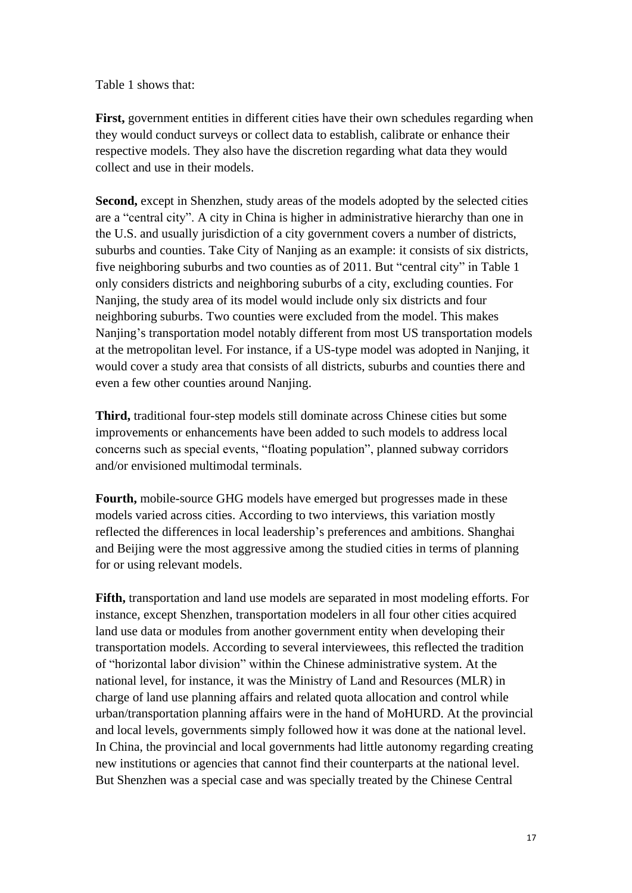Table 1 shows that:

**First,** government entities in different cities have their own schedules regarding when they would conduct surveys or collect data to establish, calibrate or enhance their respective models. They also have the discretion regarding what data they would collect and use in their models.

**Second,** except in Shenzhen, study areas of the models adopted by the selected cities are a "central city". A city in China is higher in administrative hierarchy than one in the U.S. and usually jurisdiction of a city government covers a number of districts, suburbs and counties. Take City of Nanjing as an example: it consists of six districts, five neighboring suburbs and two counties as of 2011. But "central city" in Table 1 only considers districts and neighboring suburbs of a city, excluding counties. For Nanjing, the study area of its model would include only six districts and four neighboring suburbs. Two counties were excluded from the model. This makes Nanjing's transportation model notably different from most US transportation models at the metropolitan level. For instance, if a US-type model was adopted in Nanjing, it would cover a study area that consists of all districts, suburbs and counties there and even a few other counties around Nanjing.

**Third,** traditional four-step models still dominate across Chinese cities but some improvements or enhancements have been added to such models to address local concerns such as special events, "floating population", planned subway corridors and/or envisioned multimodal terminals.

**Fourth,** mobile-source GHG models have emerged but progresses made in these models varied across cities. According to two interviews, this variation mostly reflected the differences in local leadership's preferences and ambitions. Shanghai and Beijing were the most aggressive among the studied cities in terms of planning for or using relevant models.

**Fifth,** transportation and land use models are separated in most modeling efforts. For instance, except Shenzhen, transportation modelers in all four other cities acquired land use data or modules from another government entity when developing their transportation models. According to several interviewees, this reflected the tradition of "horizontal labor division" within the Chinese administrative system. At the national level, for instance, it was the Ministry of Land and Resources (MLR) in charge of land use planning affairs and related quota allocation and control while urban/transportation planning affairs were in the hand of MoHURD. At the provincial and local levels, governments simply followed how it was done at the national level. In China, the provincial and local governments had little autonomy regarding creating new institutions or agencies that cannot find their counterparts at the national level. But Shenzhen was a special case and was specially treated by the Chinese Central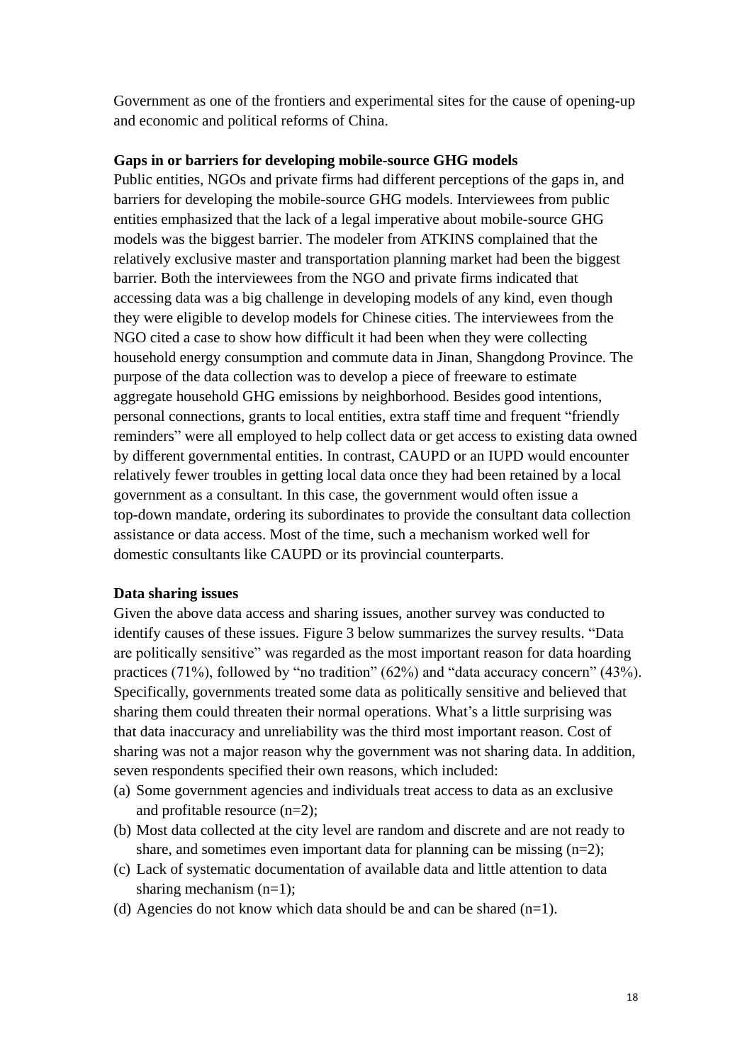Government as one of the frontiers and experimental sites for the cause of opening-up and economic and political reforms of China.

**Gaps in or barriers for developing mobile-source GHG models**

Public entities, NGOs and private firms had different perceptions of the gaps in, and barriers for developing the mobile-source GHG models. Interviewees from public entities emphasized that the lack of a legal imperative about mobile-source GHG models was the biggest barrier. The modeler from ATKINS complained that the relatively exclusive master and transportation planning market had been the biggest barrier. Both the interviewees from the NGO and private firms indicated that accessing data was a big challenge in developing models of any kind, even though they were eligible to develop models for Chinese cities. The interviewees from the NGO cited a case to show how difficult it had been when they were collecting household energy consumption and commute data in Jinan, Shangdong Province. The purpose of the data collection was to develop a piece of freeware to estimate aggregate household GHG emissions by neighborhood. Besides good intentions, personal connections, grants to local entities, extra staff time and frequent "friendly reminders" were all employed to help collect data or get access to existing data owned by different governmental entities. In contrast, CAUPD or an IUPD would encounter relatively fewer troubles in getting local data once they had been retained by a local government as a consultant. In this case, the government would often issue a top-down mandate, ordering its subordinates to provide the consultant data collection assistance or data access. Most of the time, such a mechanism worked well for domestic consultants like CAUPD or its provincial counterparts.

**Data sharing issues**

Given the above data access and sharing issues, another survey was conducted to identify causes of these issues. Figure 3 below summarizes the survey results. "Data are politically sensitive" was regarded as the most important reason for data hoarding practices (71%), followed by "no tradition" (62%) and "data accuracy concern" (43%). Specifically, governments treated some data as politically sensitive and believed that sharing them could threaten their normal operations. What's a little surprising was that data inaccuracy and unreliability was the third most important reason. Cost of sharing was not a major reason why the government was not sharing data. In addition, seven respondents specified their own reasons, which included:

(a) Some government agencies and individuals treat access to data as an exclusive and profitable resource (n=2);
(b) Most data collected at the city level are random and discrete and are not ready to share, and sometimes even important data for planning can be missing (n=2);
(c) Lack of systematic documentation of available data and little attention to data sharing mechanism (n=1);
(d) Agencies do not know which data should be and can be shared (n=1).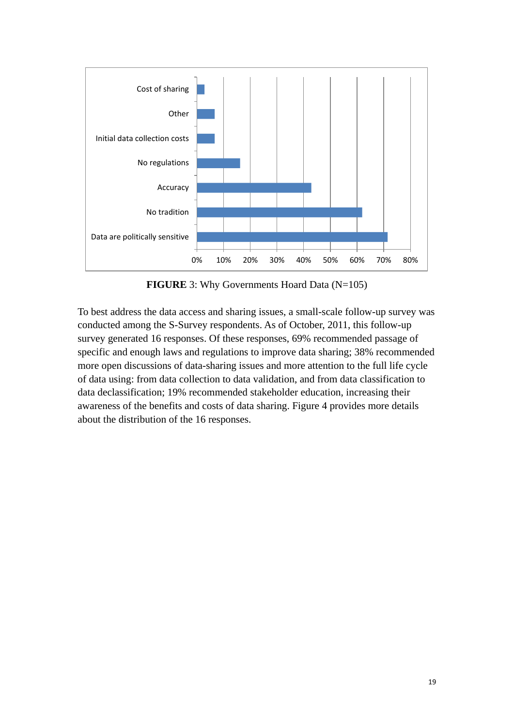**FIGURE** 3: Why Governments Hoard Data (N=105)

To best address the data access and sharing issues, a small-scale follow-up survey was conducted among the S-Survey respondents. As of October, 2011, this follow-up survey generated 16 responses. Of these responses, 69% recommended passage of specific and enough laws and regulations to improve data sharing; 38% recommended more open discussions of data-sharing issues and more attention to the full life cycle of data using: from data collection to data validation, and from data classification to data declassification; 19% recommended stakeholder education, increasing their awareness of the benefits and costs of data sharing. Figure 4 provides more details about the distribution of the 16 responses.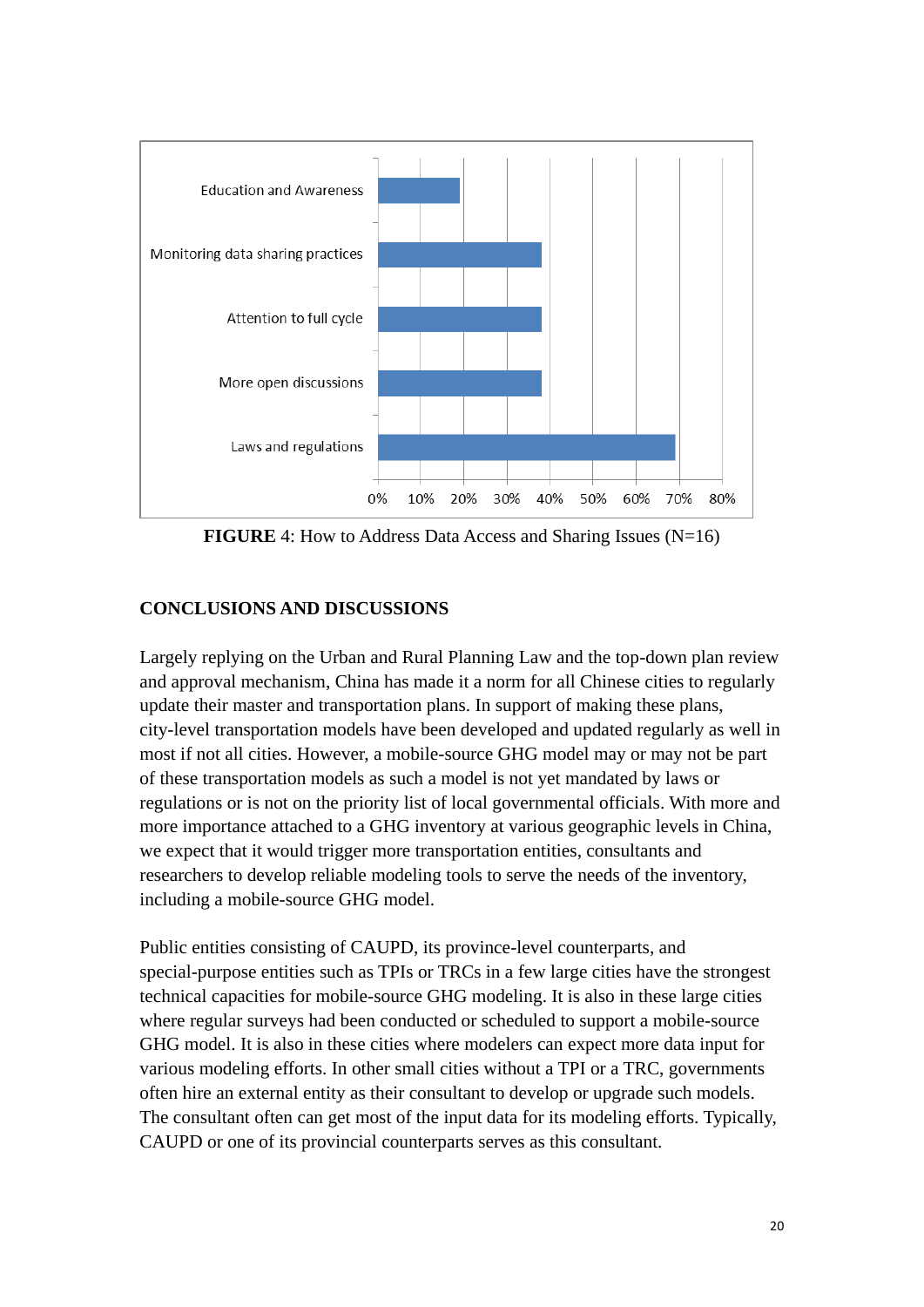FIGURE 4: How to Address Data Access and Sharing Issues (N=16)

## CONCLUSIONS AND DISCUSSIONS

Largely replying on the Urban and Rural Planning Law and the top-down plan review and approval mechanism, China has made it a norm for all Chinese cities to regularly update their master and transportation plans. In support of making these plans, city-level transportation models have been developed and updated regularly as well in most if not all cities. However, a mobile-source GHG model may or may not be part of these transportation models as such a model is not yet mandated by laws or regulations or is not on the priority list of local governmental officials. With more and more importance attached to a GHG inventory at various geographic levels in China, we expect that it would trigger more transportation entities, consultants and researchers to develop reliable modeling tools to serve the needs of the inventory, including a mobile-source GHG model.

Public entities consisting of CAUPD, its province-level counterparts, and special-purpose entities such as TPIs or TRCs in a few large cities have the strongest technical capacities for mobile-source GHG modeling. It is also in these large cities where regular surveys had been conducted or scheduled to support a mobile-source GHG model. It is also in these cities where modelers can expect more data input for various modeling efforts. In other small cities without a TPI or a TRC, governments often hire an external entity as their consultant to develop or upgrade such models. The consultant often can get most of the input data for its modeling efforts. Typically, CAUPD or one of its provincial counterparts serves as this consultant.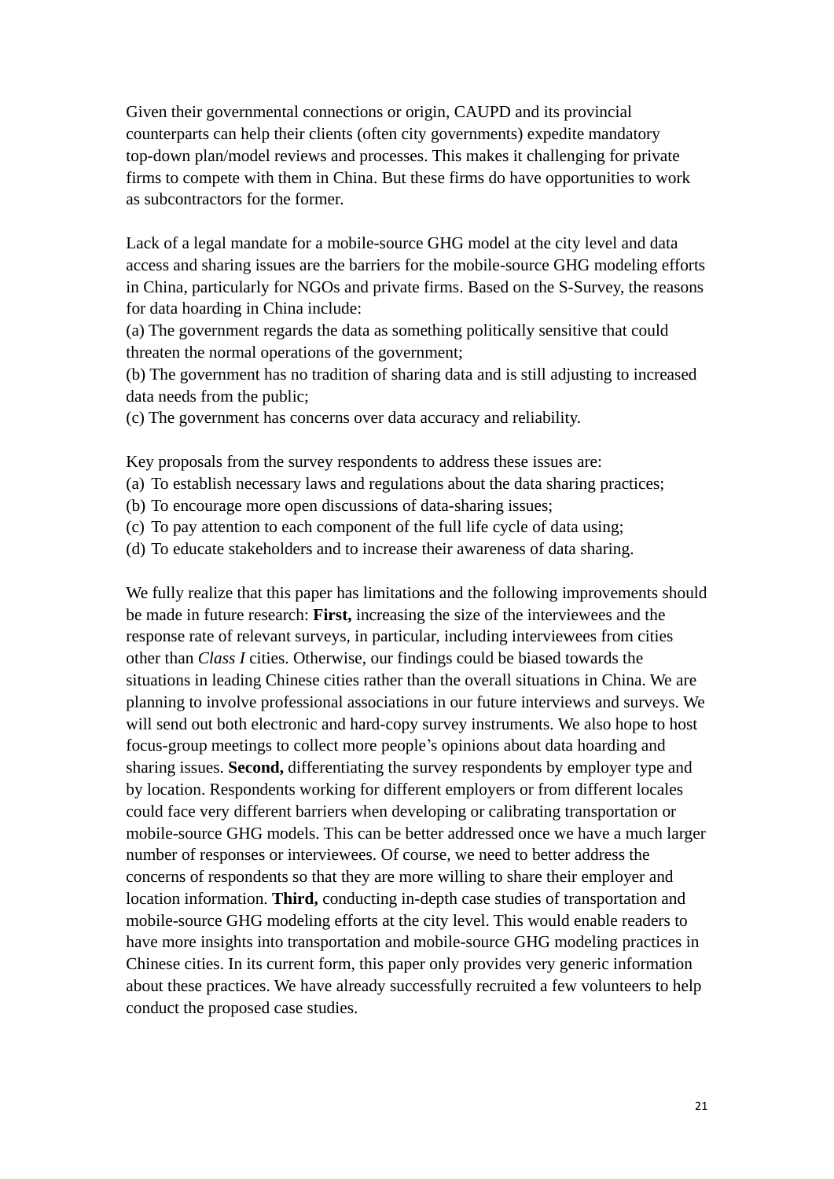Given their governmental connections or origin, CAUPD and its provincial counterparts can help their clients (often city governments) expedite mandatory top-down plan/model reviews and processes. This makes it challenging for private firms to compete with them in China. But these firms do have opportunities to work as subcontractors for the former.

Lack of a legal mandate for a mobile-source GHG model at the city level and data access and sharing issues are the barriers for the mobile-source GHG modeling efforts in China, particularly for NGOs and private firms. Based on the S-Survey, the reasons for data hoarding in China include:

(a) The government regards the data as something politically sensitive that could threaten the normal operations of the government;

(b) The government has no tradition of sharing data and is still adjusting to increased data needs from the public;

(c) The government has concerns over data accuracy and reliability.

Key proposals from the survey respondents to address these issues are:

(a) To establish necessary laws and regulations about the data sharing practices;

(b) To encourage more open discussions of data-sharing issues;

(c) To pay attention to each component of the full life cycle of data using;

(d) To educate stakeholders and to increase their awareness of data sharing.

We fully realize that this paper has limitations and the following improvements should be made in future research: **First,** increasing the size of the interviewees and the response rate of relevant surveys, in particular, including interviewees from cities other than *Class I* cities. Otherwise, our findings could be biased towards the situations in leading Chinese cities rather than the overall situations in China. We are planning to involve professional associations in our future interviews and surveys. We will send out both electronic and hard-copy survey instruments. We also hope to host focus-group meetings to collect more people's opinions about data hoarding and sharing issues. **Second,** differentiating the survey respondents by employer type and by location. Respondents working for different employers or from different locales could face very different barriers when developing or calibrating transportation or mobile-source GHG models. This can be better addressed once we have a much larger number of responses or interviewees. Of course, we need to better address the concerns of respondents so that they are more willing to share their employer and location information. **Third,** conducting in-depth case studies of transportation and mobile-source GHG modeling efforts at the city level. This would enable readers to have more insights into transportation and mobile-source GHG modeling practices in Chinese cities. In its current form, this paper only provides very generic information about these practices. We have already successfully recruited a few volunteers to help conduct the proposed case studies.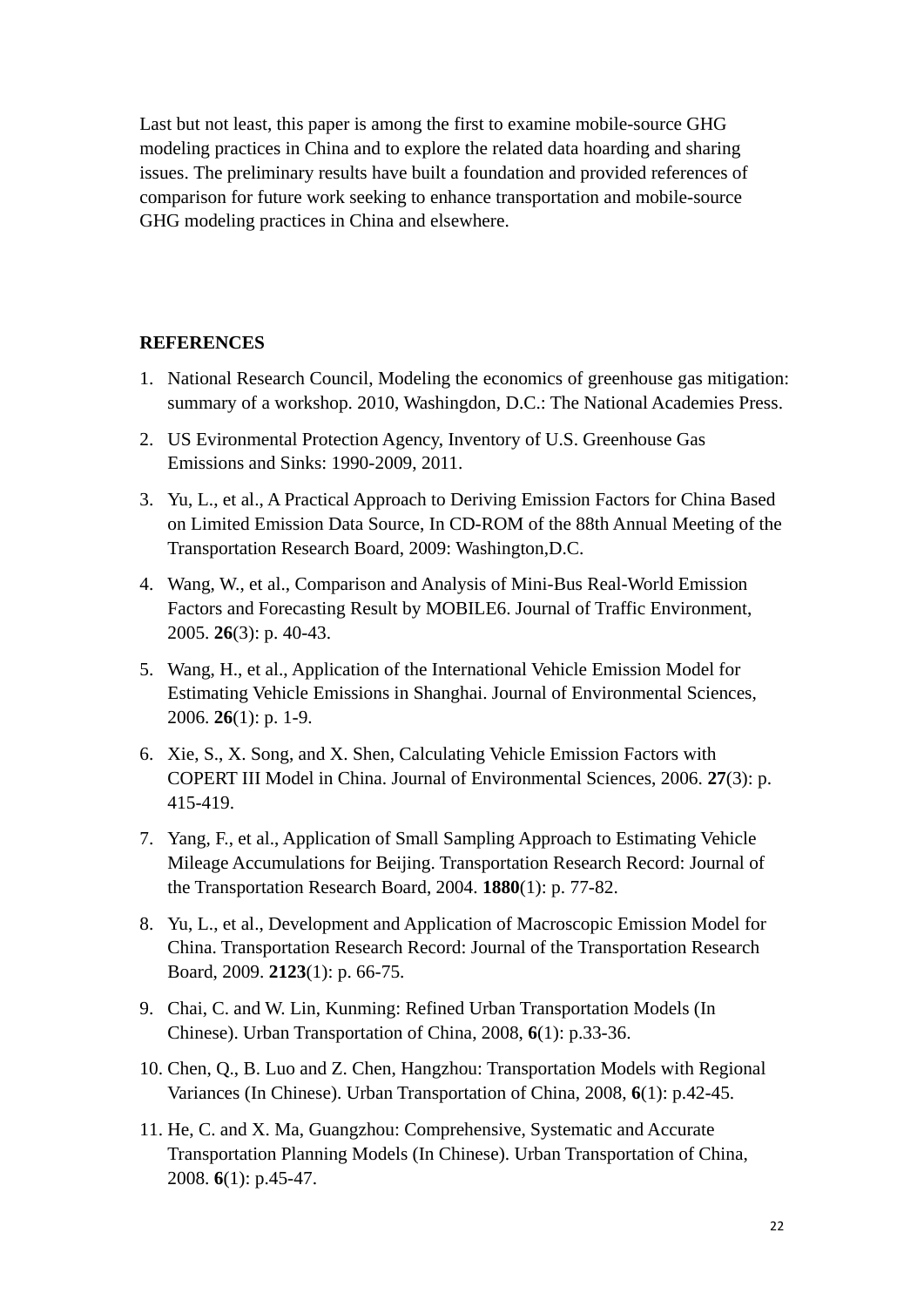Last but not least, this paper is among the first to examine mobile-source GHG modeling practices in China and to explore the related data hoarding and sharing issues. The preliminary results have built a foundation and provided references of comparison for future work seeking to enhance transportation and mobile-source GHG modeling practices in China and elsewhere.

## REFERENCES

1. National Research Council, Modeling the economics of greenhouse gas mitigation: summary of a workshop. 2010, Washingdon, D.C.: The National Academies Press.
2. US Evironmental Protection Agency, Inventory of U.S. Greenhouse Gas Emissions and Sinks: 1990-2009, 2011.
3. Yu, L., et al., A Practical Approach to Deriving Emission Factors for China Based on Limited Emission Data Source, In CD-ROM of the 88th Annual Meeting of the Transportation Research Board, 2009: Washington,D.C.
4. Wang, W., et al., Comparison and Analysis of Mini-Bus Real-World Emission Factors and Forecasting Result by MOBILE6. Journal of Traffic Environment, 2005. **26**(3): p. 40-43.
5. Wang, H., et al., Application of the International Vehicle Emission Model for Estimating Vehicle Emissions in Shanghai. Journal of Environmental Sciences, 2006. **26**(1): p. 1-9.
6. Xie, S., X. Song, and X. Shen, Calculating Vehicle Emission Factors with COPERT III Model in China. Journal of Environmental Sciences, 2006. **27**(3): p. 415-419.
7. Yang, F., et al., Application of Small Sampling Approach to Estimating Vehicle Mileage Accumulations for Beijing. Transportation Research Record: Journal of the Transportation Research Board, 2004. **1880**(1): p. 77-82.
8. Yu, L., et al., Development and Application of Macroscopic Emission Model for China. Transportation Research Record: Journal of the Transportation Research Board, 2009. **2123**(1): p. 66-75.
9. Chai, C. and W. Lin, Kunming: Refined Urban Transportation Models (In Chinese). Urban Transportation of China, 2008, **6**(1): p.33-36.
10. Chen, Q., B. Luo and Z. Chen, Hangzhou: Transportation Models with Regional Variances (In Chinese). Urban Transportation of China, 2008, **6**(1): p.42-45.
11. He, C. and X. Ma, Guangzhou: Comprehensive, Systematic and Accurate Transportation Planning Models (In Chinese). Urban Transportation of China, 2008. **6**(1): p.45-47.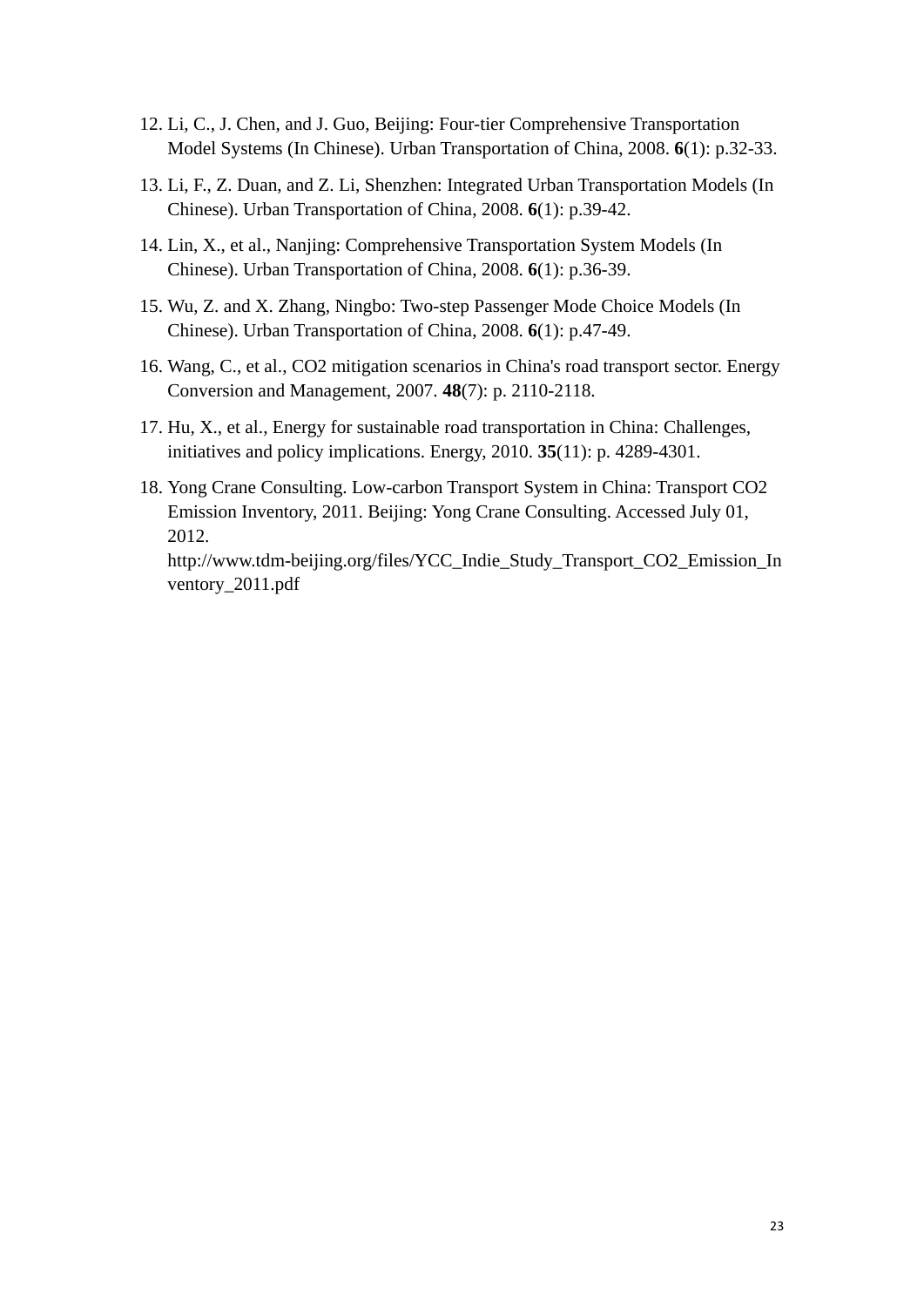12. Li, C., J. Chen, and J. Guo, Beijing: Four-tier Comprehensive Transportation Model Systems (In Chinese). Urban Transportation of China, 2008. **6**(1): p.32-33.

13. Li, F., Z. Duan, and Z. Li, Shenzhen: Integrated Urban Transportation Models (In Chinese). Urban Transportation of China, 2008. **6**(1): p.39-42.

14. Lin, X., et al., Nanjing: Comprehensive Transportation System Models (In Chinese). Urban Transportation of China, 2008. **6**(1): p.36-39.

15. Wu, Z. and X. Zhang, Ningbo: Two-step Passenger Mode Choice Models (In Chinese). Urban Transportation of China, 2008. **6**(1): p.47-49.

16. Wang, C., et al., CO2 mitigation scenarios in China's road transport sector. Energy Conversion and Management, 2007. **48**(7): p. 2110-2118.

17. Hu, X., et al., Energy for sustainable road transportation in China: Challenges, initiatives and policy implications. Energy, 2010. **35**(11): p. 4289-4301.

18. Yong Crane Consulting. Low-carbon Transport System in China: Transport CO2 Emission Inventory, 2011. Beijing: Yong Crane Consulting. Accessed July 01, 2012. http://www.tdm-beijing.org/files/YCC_Indie_Study_Transport_CO2_Emission_Inventory_2011.pdf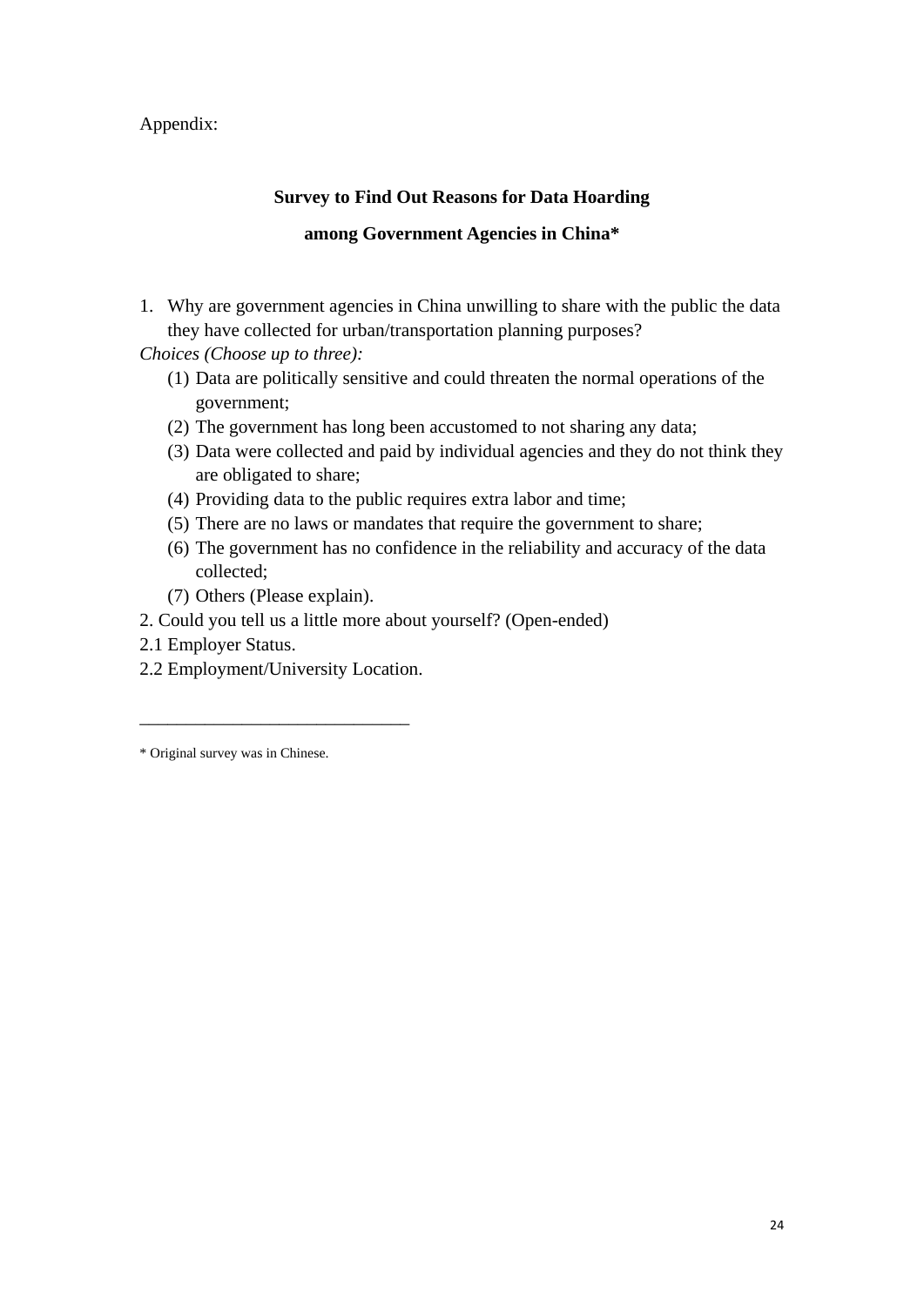Appendix:

**Survey to Find Out Reasons for Data Hoarding**

**among Government Agencies in China***

1. Why are government agencies in China unwilling to share with the public the data they have collected for urban/transportation planning purposes?

*Choices (Choose up to three):*

   (1) Data are politically sensitive and could threaten the normal operations of the government;
   (2) The government has long been accustomed to not sharing any data;
   (3) Data were collected and paid by individual agencies and they do not think they are obligated to share;
   (4) Providing data to the public requires extra labor and time;
   (5) There are no laws or mandates that require the government to share;
   (6) The government has no confidence in the reliability and accuracy of the data collected;
   (7) Others (Please explain).

2. Could you tell us a little more about yourself? (Open-ended)

2.1 Employer Status.

2.2 Employment/University Location.

---

* Original survey was in Chinese.